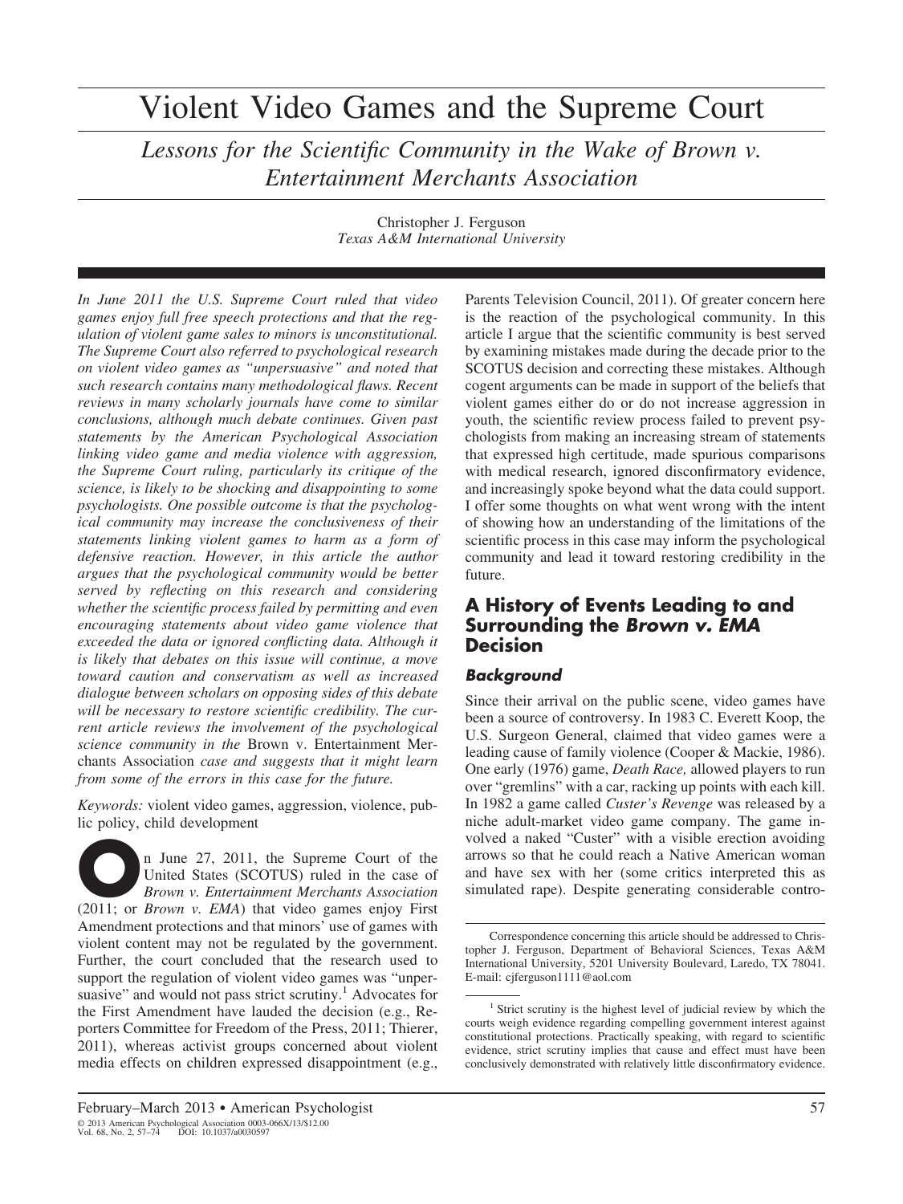# Violent Video Games and the Supreme Court

## *Lessons for the Scientific Community in the Wake of Brown v. Entertainment Merchants Association*

Christopher J. Ferguson
*Texas A&M International University*

*In June 2011 the U.S. Supreme Court ruled that video games enjoy full free speech protections and that the regulation of violent game sales to minors is unconstitutional. The Supreme Court also referred to psychological research on violent video games as "unpersuasive" and noted that such research contains many methodological flaws. Recent reviews in many scholarly journals have come to similar conclusions, although much debate continues. Given past statements by the American Psychological Association linking video game and media violence with aggression, the Supreme Court ruling, particularly its critique of the science, is likely to be shocking and disappointing to some psychologists. One possible outcome is that the psychological community may increase the conclusiveness of their statements linking violent games to harm as a form of defensive reaction. However, in this article the author argues that the psychological community would be better served by reflecting on this research and considering whether the scientific process failed by permitting and even encouraging statements about video game violence that exceeded the data or ignored conflicting data. Although it is likely that debates on this issue will continue, a move toward caution and conservatism as well as increased dialogue between scholars on opposing sides of this debate will be necessary to restore scientific credibility. The current article reviews the involvement of the psychological science community in the* Brown v. Entertainment Merchants Association *case and suggests that it might learn from some of the errors in this case for the future.*

*Keywords:* violent video games, aggression, violence, public policy, child development

On June 27, 2011, the Supreme Court of the United States (SCOTUS) ruled in the case of *Brown v. Entertainment Merchants Association* (2011; or *Brown v. EMA*) that video games enjoy First Amendment protections and that minors' use of games with violent content may not be regulated by the government. Further, the court concluded that the research used to support the regulation of violent video games was "unpersuasive" and would not pass strict scrutiny.[1] Advocates for the First Amendment have lauded the decision (e.g., Reporters Committee for Freedom of the Press, 2011; Thierer, 2011), whereas activist groups concerned about violent media effects on children expressed disappointment (e.g., Parents Television Council, 2011). Of greater concern here is the reaction of the psychological community. In this article I argue that the scientific community is best served by examining mistakes made during the decade prior to the SCOTUS decision and correcting these mistakes. Although cogent arguments can be made in support of the beliefs that violent games either do or do not increase aggression in youth, the scientific review process failed to prevent psychologists from making an increasing stream of statements that expressed high certitude, made spurious comparisons with medical research, ignored disconfirmatory evidence, and increasingly spoke beyond what the data could support. I offer some thoughts on what went wrong with the intent of showing how an understanding of the limitations of the scientific process in this case may inform the psychological community and lead it toward restoring credibility in the future.

## A History of Events Leading to and Surrounding the *Brown v. EMA* Decision

### *Background*

Since their arrival on the public scene, video games have been a source of controversy. In 1983 C. Everett Koop, the U.S. Surgeon General, claimed that video games were a leading cause of family violence (Cooper & Mackie, 1986). One early (1976) game, *Death Race,* allowed players to run over "gremlins" with a car, racking up points with each kill. In 1982 a game called *Custer's Revenge* was released by a niche adult-market video game company. The game involved a naked "Custer" with a visible erection avoiding arrows so that he could reach a Native American woman and have sex with her (some critics interpreted this as simulated rape). Despite generating considerable contro-

Correspondence concerning this article should be addressed to Christopher J. Ferguson, Department of Behavioral Sciences, Texas A&M International University, 5201 University Boulevard, Laredo, TX 78041. E-mail: cjferguson1111@aol.com

[1] Strict scrutiny is the highest level of judicial review by which the courts weigh evidence regarding compelling government interest against constitutional protections. Practically speaking, with regard to scientific evidence, strict scrutiny implies that cause and effect must have been conclusively demonstrated with relatively little disconfirmatory evidence.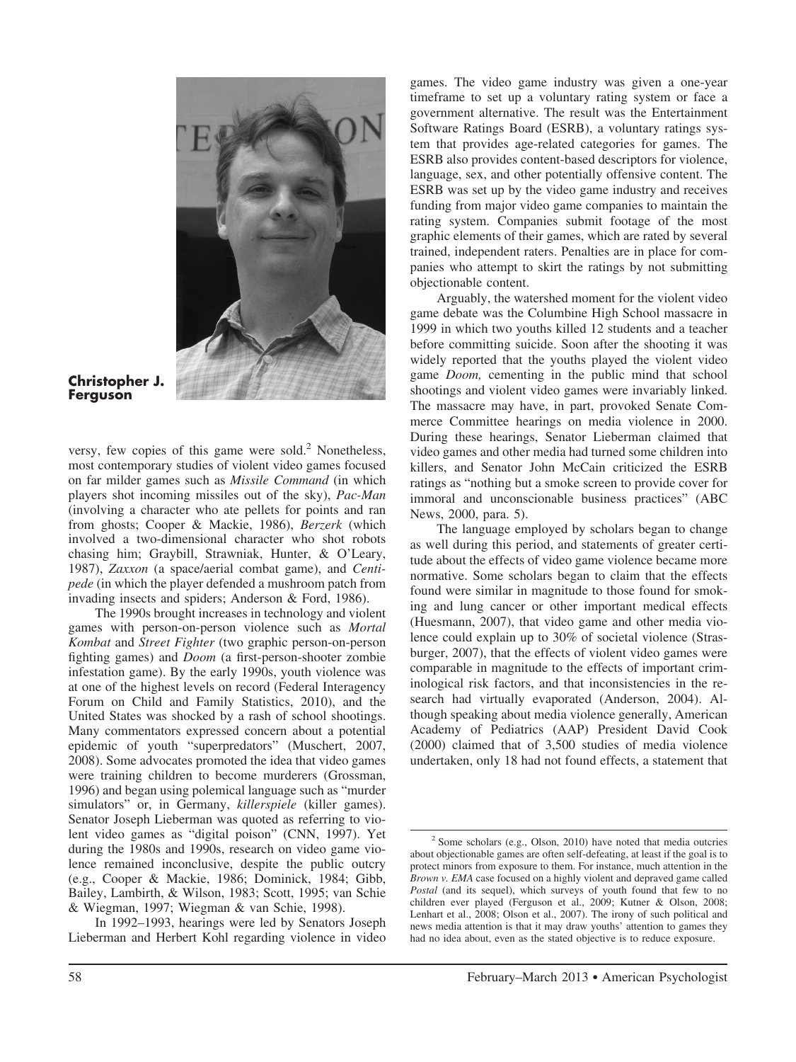**Christopher J. Ferguson**

versy, few copies of this game were sold.[2] Nonetheless, most contemporary studies of violent video games focused on far milder games such as *Missile Command* (in which players shot incoming missiles out of the sky), *Pac-Man* (involving a character who ate pellets for points and ran from ghosts; Cooper & Mackie, 1986), *Berzerk* (which involved a two-dimensional character who shot robots chasing him; Graybill, Strawniak, Hunter, & O'Leary, 1987), *Zaxxon* (a space/aerial combat game), and *Centipede* (in which the player defended a mushroom patch from invading insects and spiders; Anderson & Ford, 1986).

The 1990s brought increases in technology and violent games with person-on-person violence such as *Mortal Kombat* and *Street Fighter* (two graphic person-on-person fighting games) and *Doom* (a first-person-shooter zombie infestation game). By the early 1990s, youth violence was at one of the highest levels on record (Federal Interagency Forum on Child and Family Statistics, 2010), and the United States was shocked by a rash of school shootings. Many commentators expressed concern about a potential epidemic of youth "superpredators" (Muschert, 2007, 2008). Some advocates promoted the idea that video games were training children to become murderers (Grossman, 1996) and began using polemical language such as "murder simulators" or, in Germany, *killerspiele* (killer games). Senator Joseph Lieberman was quoted as referring to violent video games as "digital poison" (CNN, 1997). Yet during the 1980s and 1990s, research on video game violence remained inconclusive, despite the public outcry (e.g., Cooper & Mackie, 1986; Dominick, 1984; Gibb, Bailey, Lambirth, & Wilson, 1983; Scott, 1995; van Schie & Wiegman, 1997; Wiegman & van Schie, 1998).

In 1992–1993, hearings were led by Senators Joseph Lieberman and Herbert Kohl regarding violence in video games. The video game industry was given a one-year timeframe to set up a voluntary rating system or face a government alternative. The result was the Entertainment Software Ratings Board (ESRB), a voluntary ratings system that provides age-related categories for games. The ESRB also provides content-based descriptors for violence, language, sex, and other potentially offensive content. The ESRB was set up by the video game industry and receives funding from major video game companies to maintain the rating system. Companies submit footage of the most graphic elements of their games, which are rated by several trained, independent raters. Penalties are in place for companies who attempt to skirt the ratings by not submitting objectionable content.

Arguably, the watershed moment for the violent video game debate was the Columbine High School massacre in 1999 in which two youths killed 12 students and a teacher before committing suicide. Soon after the shooting it was widely reported that the youths played the violent video game *Doom,* cementing in the public mind that school shootings and violent video games were invariably linked. The massacre may have, in part, provoked Senate Commerce Committee hearings on media violence in 2000. During these hearings, Senator Lieberman claimed that video games and other media had turned some children into killers, and Senator John McCain criticized the ESRB ratings as "nothing but a smoke screen to provide cover for immoral and unconscionable business practices" (ABC News, 2000, para. 5).

The language employed by scholars began to change as well during this period, and statements of greater certitude about the effects of video game violence became more normative. Some scholars began to claim that the effects found were similar in magnitude to those found for smoking and lung cancer or other important medical effects (Huesmann, 2007), that video game and other media violence could explain up to 30% of societal violence (Strasburger, 2007), that the effects of violent video games were comparable in magnitude to the effects of important criminological risk factors, and that inconsistencies in the research had virtually evaporated (Anderson, 2004). Although speaking about media violence generally, American Academy of Pediatrics (AAP) President David Cook (2000) claimed that of 3,500 studies of media violence undertaken, only 18 had not found effects, a statement that

[2] Some scholars (e.g., Olson, 2010) have noted that media outcries about objectionable games are often self-defeating, at least if the goal is to protect minors from exposure to them. For instance, much attention in the *Brown v. EMA* case focused on a highly violent and depraved game called *Postal* (and its sequel), which surveys of youth found that few to no children ever played (Ferguson et al., 2009; Kutner & Olson, 2008; Lenhart et al., 2008; Olson et al., 2007). The irony of such political and news media attention is that it may draw youths' attention to games they had no idea about, even as the stated objective is to reduce exposure.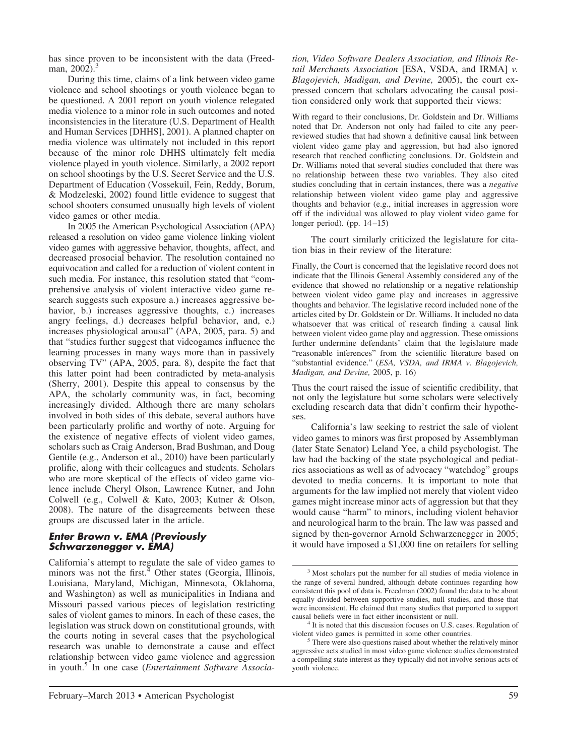has since proven to be inconsistent with the data (Freedman, 2002).[3]

During this time, claims of a link between video game violence and school shootings or youth violence began to be questioned. A 2001 report on youth violence relegated media violence to a minor role in such outcomes and noted inconsistencies in the literature (U.S. Department of Health and Human Services [DHHS], 2001). A planned chapter on media violence was ultimately not included in this report because of the minor role DHHS ultimately felt media violence played in youth violence. Similarly, a 2002 report on school shootings by the U.S. Secret Service and the U.S. Department of Education (Vossekuil, Fein, Reddy, Borum, & Modzeleski, 2002) found little evidence to suggest that school shooters consumed unusually high levels of violent video games or other media.

In 2005 the American Psychological Association (APA) released a resolution on video game violence linking violent video games with aggressive behavior, thoughts, affect, and decreased prosocial behavior. The resolution contained no equivocation and called for a reduction of violent content in such media. For instance, this resolution stated that "comprehensive analysis of violent interactive video game research suggests such exposure a.) increases aggressive behavior, b.) increases aggressive thoughts, c.) increases angry feelings, d.) decreases helpful behavior, and, e.) increases physiological arousal" (APA, 2005, para. 5) and that "studies further suggest that videogames influence the learning processes in many ways more than in passively observing TV" (APA, 2005, para. 8), despite the fact that this latter point had been contradicted by meta-analysis (Sherry, 2001). Despite this appeal to consensus by the APA, the scholarly community was, in fact, becoming increasingly divided. Although there are many scholars involved in both sides of this debate, several authors have been particularly prolific and worthy of note. Arguing for the existence of negative effects of violent video games, scholars such as Craig Anderson, Brad Bushman, and Doug Gentile (e.g., Anderson et al., 2010) have been particularly prolific, along with their colleagues and students. Scholars who are more skeptical of the effects of video game violence include Cheryl Olson, Lawrence Kutner, and John Colwell (e.g., Colwell & Kato, 2003; Kutner & Olson, 2008). The nature of the disagreements between these groups are discussed later in the article.

### Enter Brown v. EMA (Previously Schwarzenegger v. EMA)

California's attempt to regulate the sale of video games to minors was not the first.[4] Other states (Georgia, Illinois, Louisiana, Maryland, Michigan, Minnesota, Oklahoma, and Washington) as well as municipalities in Indiana and Missouri passed various pieces of legislation restricting sales of violent games to minors. In each of these cases, the legislation was struck down on constitutional grounds, with the courts noting in several cases that the psychological research was unable to demonstrate a cause and effect relationship between video game violence and aggression in youth.[5] In one case (*Entertainment Software Association, Video Software Dealers Association, and Illinois Retail Merchants Association* [ESA, VSDA, and IRMA] *v. Blagojevich, Madigan, and Devine,* 2005), the court expressed concern that scholars advocating the causal position considered only work that supported their views:

> With regard to their conclusions, Dr. Goldstein and Dr. Williams noted that Dr. Anderson not only had failed to cite any peer-reviewed studies that had shown a definitive causal link between violent video game play and aggression, but had also ignored research that reached conflicting conclusions. Dr. Goldstein and Dr. Williams noted that several studies concluded that there was no relationship between these two variables. They also cited studies concluding that in certain instances, there was a *negative* relationship between violent video game play and aggressive thoughts and behavior (e.g., initial increases in aggression wore off if the individual was allowed to play violent video game for longer period). (pp. 14–15)

The court similarly criticized the legislature for citation bias in their review of the literature:

> Finally, the Court is concerned that the legislative record does not indicate that the Illinois General Assembly considered any of the evidence that showed no relationship or a negative relationship between violent video game play and increases in aggressive thoughts and behavior. The legislative record included none of the articles cited by Dr. Goldstein or Dr. Williams. It included no data whatsoever that was critical of research finding a causal link between violent video game play and aggression. These omissions further undermine defendants' claim that the legislature made "reasonable inferences" from the scientific literature based on "substantial evidence." (*ESA, VSDA, and IRMA v. Blagojevich, Madigan, and Devine,* 2005, p. 16)

Thus the court raised the issue of scientific credibility, that not only the legislature but some scholars were selectively excluding research data that didn't confirm their hypotheses.

California's law seeking to restrict the sale of violent video games to minors was first proposed by Assemblyman (later State Senator) Leland Yee, a child psychologist. The law had the backing of the state psychological and pediatrics associations as well as of advocacy "watchdog" groups devoted to media concerns. It is important to note that arguments for the law implied not merely that violent video games might increase minor acts of aggression but that they would cause "harm" to minors, including violent behavior and neurological harm to the brain. The law was passed and signed by then-governor Arnold Schwarzenegger in 2005; it would have imposed a $1,000 fine on retailers for selling

---

[3] Most scholars put the number for all studies of media violence in the range of several hundred, although debate continues regarding how consistent this pool of data is. Freedman (2002) found the data to be about equally divided between supportive studies, null studies, and those that were inconsistent. He claimed that many studies that purported to support causal beliefs were in fact either inconsistent or null.

[4] It is noted that this discussion focuses on U.S. cases. Regulation of violent video games is permitted in some other countries.

[5] There were also questions raised about whether the relatively minor aggressive acts studied in most video game violence studies demonstrated a compelling state interest as they typically did not involve serious acts of youth violence.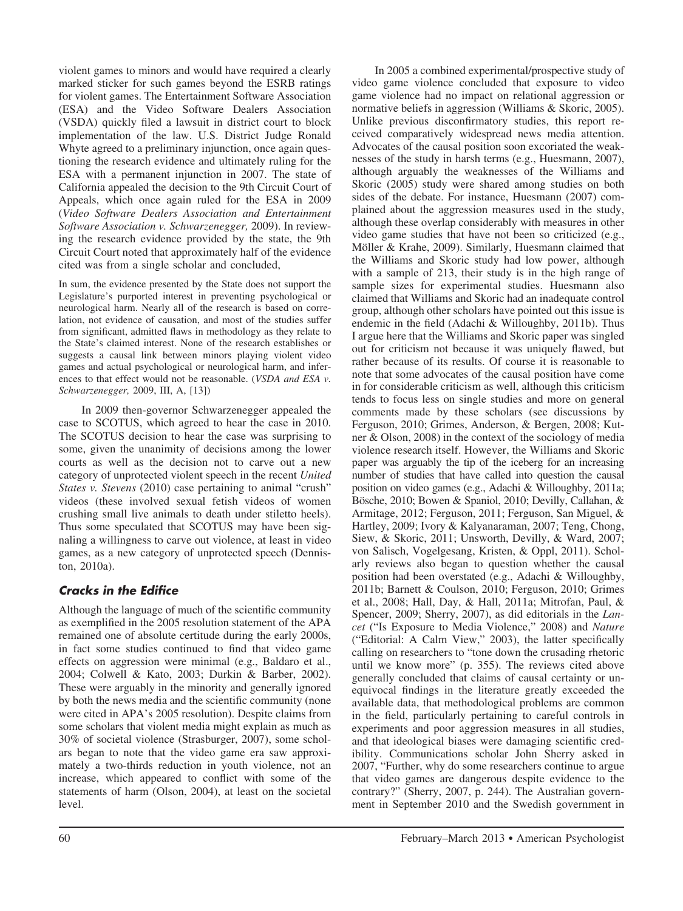violent games to minors and would have required a clearly marked sticker for such games beyond the ESRB ratings for violent games. The Entertainment Software Association (ESA) and the Video Software Dealers Association (VSDA) quickly filed a lawsuit in district court to block implementation of the law. U.S. District Judge Ronald Whyte agreed to a preliminary injunction, once again questioning the research evidence and ultimately ruling for the ESA with a permanent injunction in 2007. The state of California appealed the decision to the 9th Circuit Court of Appeals, which once again ruled for the ESA in 2009 (*Video Software Dealers Association and Entertainment Software Association v. Schwarzenegger,* 2009). In reviewing the research evidence provided by the state, the 9th Circuit Court noted that approximately half of the evidence cited was from a single scholar and concluded,

> In sum, the evidence presented by the State does not support the Legislature's purported interest in preventing psychological or neurological harm. Nearly all of the research is based on correlation, not evidence of causation, and most of the studies suffer from significant, admitted flaws in methodology as they relate to the State's claimed interest. None of the research establishes or suggests a causal link between minors playing violent video games and actual psychological or neurological harm, and inferences to that effect would not be reasonable. (*VSDA and ESA v. Schwarzenegger,* 2009, III, A, [13])

In 2009 then-governor Schwarzenegger appealed the case to SCOTUS, which agreed to hear the case in 2010. The SCOTUS decision to hear the case was surprising to some, given the unanimity of decisions among the lower courts as well as the decision not to carve out a new category of unprotected violent speech in the recent *United States v. Stevens* (2010) case pertaining to animal "crush" videos (these involved sexual fetish videos of women crushing small live animals to death under stiletto heels). Thus some speculated that SCOTUS may have been signaling a willingness to carve out violence, at least in video games, as a new category of unprotected speech (Denniston, 2010a).

## Cracks in the Edifice

Although the language of much of the scientific community as exemplified in the 2005 resolution statement of the APA remained one of absolute certitude during the early 2000s, in fact some studies continued to find that video game effects on aggression were minimal (e.g., Baldaro et al., 2004; Colwell & Kato, 2003; Durkin & Barber, 2002). These were arguably in the minority and generally ignored by both the news media and the scientific community (none were cited in APA's 2005 resolution). Despite claims from some scholars that violent media might explain as much as 30% of societal violence (Strasburger, 2007), some scholars began to note that the video game era saw approximately a two-thirds reduction in youth violence, not an increase, which appeared to conflict with some of the statements of harm (Olson, 2004), at least on the societal level.

In 2005 a combined experimental/prospective study of video game violence concluded that exposure to video game violence had no impact on relational aggression or normative beliefs in aggression (Williams & Skoric, 2005). Unlike previous disconfirmatory studies, this report received comparatively widespread news media attention. Advocates of the causal position soon excoriated the weaknesses of the study in harsh terms (e.g., Huesmann, 2007), although arguably the weaknesses of the Williams and Skoric (2005) study were shared among studies on both sides of the debate. For instance, Huesmann (2007) complained about the aggression measures used in the study, although these overlap considerably with measures in other video game studies that have not been so criticized (e.g., Möller & Krahe, 2009). Similarly, Huesmann claimed that the Williams and Skoric study had low power, although with a sample of 213, their study is in the high range of sample sizes for experimental studies. Huesmann also claimed that Williams and Skoric had an inadequate control group, although other scholars have pointed out this issue is endemic in the field (Adachi & Willoughby, 2011b). Thus I argue here that the Williams and Skoric paper was singled out for criticism not because it was uniquely flawed, but rather because of its results. Of course it is reasonable to note that some advocates of the causal position have come in for considerable criticism as well, although this criticism tends to focus less on single studies and more on general comments made by these scholars (see discussions by Ferguson, 2010; Grimes, Anderson, & Bergen, 2008; Kutner & Olson, 2008) in the context of the sociology of media violence research itself. However, the Williams and Skoric paper was arguably the tip of the iceberg for an increasing number of studies that have called into question the causal position on video games (e.g., Adachi & Willoughby, 2011a; Bösche, 2010; Bowen & Spaniol, 2010; Devilly, Callahan, & Armitage, 2012; Ferguson, 2011; Ferguson, San Miguel, & Hartley, 2009; Ivory & Kalyanaraman, 2007; Teng, Chong, Siew, & Skoric, 2011; Unsworth, Devilly, & Ward, 2007; von Salisch, Vogelgesang, Kristen, & Oppl, 2011). Scholarly reviews also began to question whether the causal position had been overstated (e.g., Adachi & Willoughby, 2011b; Barnett & Coulson, 2010; Ferguson, 2010; Grimes et al., 2008; Hall, Day, & Hall, 2011a; Mitrofan, Paul, & Spencer, 2009; Sherry, 2007), as did editorials in the *Lancet* ("Is Exposure to Media Violence," 2008) and *Nature* ("Editorial: A Calm View," 2003), the latter specifically calling on researchers to "tone down the crusading rhetoric until we know more" (p. 355). The reviews cited above generally concluded that claims of causal certainty or unequivocal findings in the literature greatly exceeded the available data, that methodological problems are common in the field, particularly pertaining to careful controls in experiments and poor aggression measures in all studies, and that ideological biases were damaging scientific credibility. Communications scholar John Sherry asked in 2007, "Further, why do some researchers continue to argue that video games are dangerous despite evidence to the contrary?" (Sherry, 2007, p. 244). The Australian government in September 2010 and the Swedish government in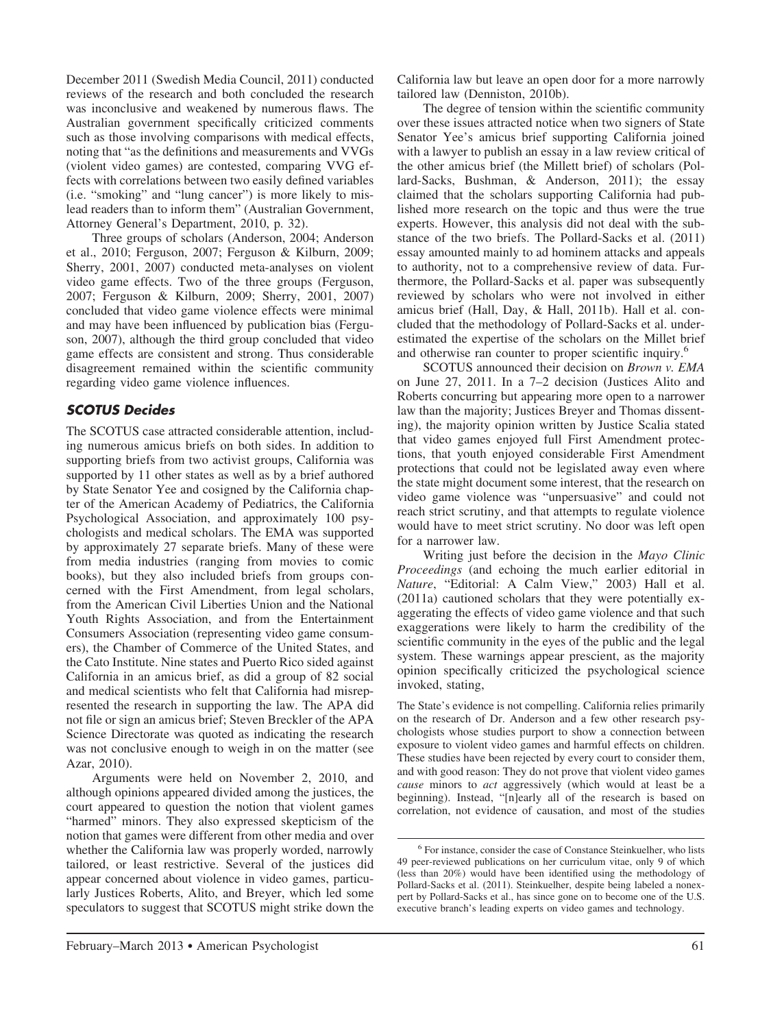December 2011 (Swedish Media Council, 2011) conducted reviews of the research and both concluded the research was inconclusive and weakened by numerous flaws. The Australian government specifically criticized comments such as those involving comparisons with medical effects, noting that "as the definitions and measurements and VVGs (violent video games) are contested, comparing VVG effects with correlations between two easily defined variables (i.e. "smoking" and "lung cancer") is more likely to mislead readers than to inform them" (Australian Government, Attorney General's Department, 2010, p. 32).

Three groups of scholars (Anderson, 2004; Anderson et al., 2010; Ferguson, 2007; Ferguson & Kilburn, 2009; Sherry, 2001, 2007) conducted meta-analyses on violent video game effects. Two of the three groups (Ferguson, 2007; Ferguson & Kilburn, 2009; Sherry, 2001, 2007) concluded that video game violence effects were minimal and may have been influenced by publication bias (Ferguson, 2007), although the third group concluded that video game effects are consistent and strong. Thus considerable disagreement remained within the scientific community regarding video game violence influences.

### SCOTUS Decides

The SCOTUS case attracted considerable attention, including numerous amicus briefs on both sides. In addition to supporting briefs from two activist groups, California was supported by 11 other states as well as by a brief authored by State Senator Yee and cosigned by the California chapter of the American Academy of Pediatrics, the California Psychological Association, and approximately 100 psychologists and medical scholars. The EMA was supported by approximately 27 separate briefs. Many of these were from media industries (ranging from movies to comic books), but they also included briefs from groups concerned with the First Amendment, from legal scholars, from the American Civil Liberties Union and the National Youth Rights Association, and from the Entertainment Consumers Association (representing video game consumers), the Chamber of Commerce of the United States, and the Cato Institute. Nine states and Puerto Rico sided against California in an amicus brief, as did a group of 82 social and medical scientists who felt that California had misrepresented the research in supporting the law. The APA did not file or sign an amicus brief; Steven Breckler of the APA Science Directorate was quoted as indicating the research was not conclusive enough to weigh in on the matter (see Azar, 2010).

Arguments were held on November 2, 2010, and although opinions appeared divided among the justices, the court appeared to question the notion that violent games "harmed" minors. They also expressed skepticism of the notion that games were different from other media and over whether the California law was properly worded, narrowly tailored, or least restrictive. Several of the justices did appear concerned about violence in video games, particularly Justices Roberts, Alito, and Breyer, which led some speculators to suggest that SCOTUS might strike down the California law but leave an open door for a more narrowly tailored law (Denniston, 2010b).

The degree of tension within the scientific community over these issues attracted notice when two signers of State Senator Yee's amicus brief supporting California joined with a lawyer to publish an essay in a law review critical of the other amicus brief (the Millett brief) of scholars (Pollard-Sacks, Bushman, & Anderson, 2011); the essay claimed that the scholars supporting California had published more research on the topic and thus were the true experts. However, this analysis did not deal with the substance of the two briefs. The Pollard-Sacks et al. (2011) essay amounted mainly to ad hominem attacks and appeals to authority, not to a comprehensive review of data. Furthermore, the Pollard-Sacks et al. paper was subsequently reviewed by scholars who were not involved in either amicus brief (Hall, Day, & Hall, 2011b). Hall et al. concluded that the methodology of Pollard-Sacks et al. underestimated the expertise of the scholars on the Millet brief and otherwise ran counter to proper scientific inquiry.[6]

SCOTUS announced their decision on *Brown v. EMA* on June 27, 2011. In a 7–2 decision (Justices Alito and Roberts concurring but appearing more open to a narrower law than the majority; Justices Breyer and Thomas dissenting), the majority opinion written by Justice Scalia stated that video games enjoyed full First Amendment protections, that youth enjoyed considerable First Amendment protections that could not be legislated away even where the state might document some interest, that the research on video game violence was "unpersuasive" and could not reach strict scrutiny, and that attempts to regulate violence would have to meet strict scrutiny. No door was left open for a narrower law.

Writing just before the decision in the *Mayo Clinic Proceedings* (and echoing the much earlier editorial in *Nature*, "Editorial: A Calm View," 2003) Hall et al. (2011a) cautioned scholars that they were potentially exaggerating the effects of video game violence and that such exaggerations were likely to harm the credibility of the scientific community in the eyes of the public and the legal system. These warnings appear prescient, as the majority opinion specifically criticized the psychological science invoked, stating,

> The State's evidence is not compelling. California relies primarily on the research of Dr. Anderson and a few other research psychologists whose studies purport to show a connection between exposure to violent video games and harmful effects on children. These studies have been rejected by every court to consider them, and with good reason: They do not prove that violent video games *cause* minors to *act* aggressively (which would at least be a beginning). Instead, "[n]early all of the research is based on correlation, not evidence of causation, and most of the studies

[6] For instance, consider the case of Constance Steinkuelher, who lists 49 peer-reviewed publications on her curriculum vitae, only 9 of which (less than 20%) would have been identified using the methodology of Pollard-Sacks et al. (2011). Steinkuelher, despite being labeled a nonexpert by Pollard-Sacks et al., has since gone on to become one of the U.S. executive branch's leading experts on video games and technology.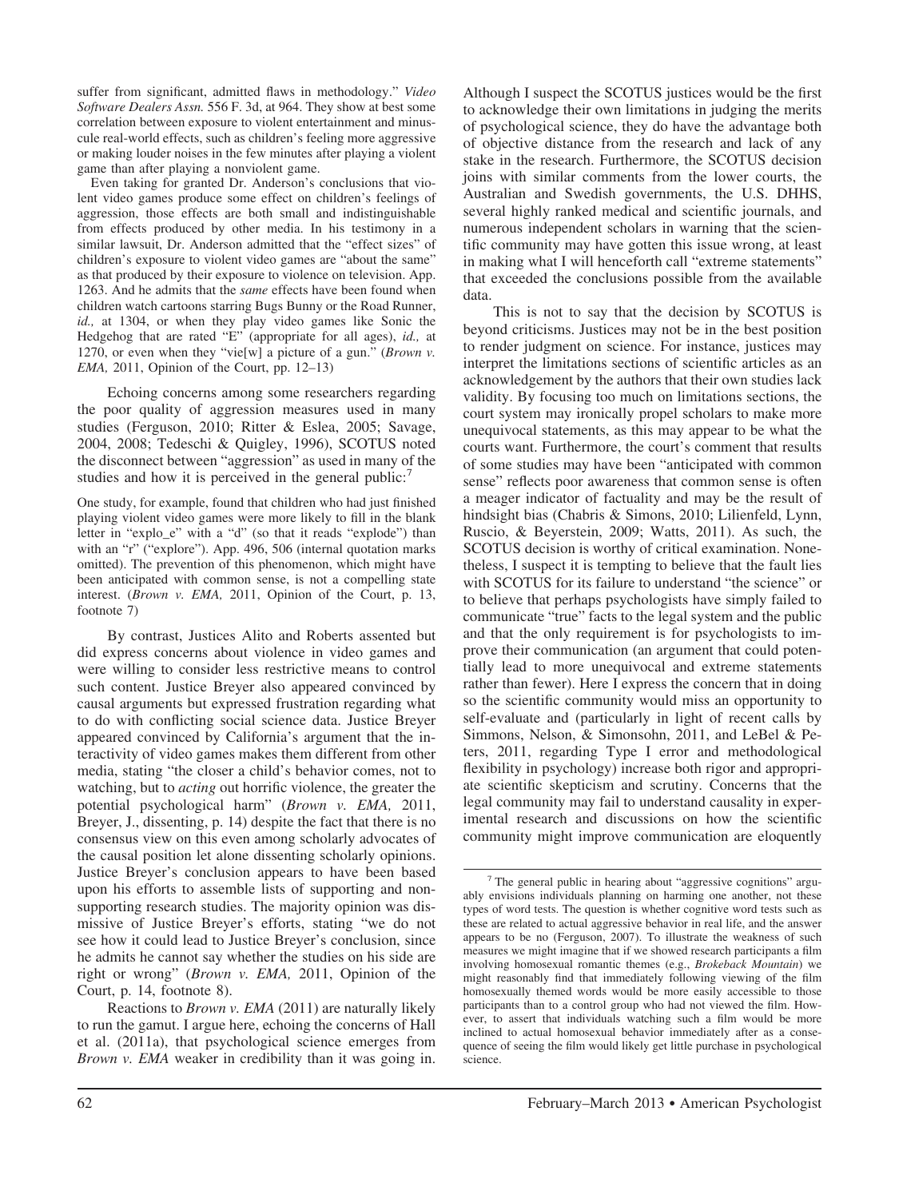suffer from significant, admitted flaws in methodology." *Video Software Dealers Assn.* 556 F. 3d, at 964. They show at best some correlation between exposure to violent entertainment and minuscule real-world effects, such as children's feeling more aggressive or making louder noises in the few minutes after playing a violent game than after playing a nonviolent game.

Even taking for granted Dr. Anderson's conclusions that violent video games produce some effect on children's feelings of aggression, those effects are both small and indistinguishable from effects produced by other media. In his testimony in a similar lawsuit, Dr. Anderson admitted that the "effect sizes" of children's exposure to violent video games are "about the same" as that produced by their exposure to violence on television. App. 1263. And he admits that the *same* effects have been found when children watch cartoons starring Bugs Bunny or the Road Runner, *id.,* at 1304, or when they play video games like Sonic the Hedgehog that are rated "E" (appropriate for all ages), *id.,* at 1270, or even when they "vie[w] a picture of a gun." (*Brown v. EMA,* 2011, Opinion of the Court, pp. 12–13)

Echoing concerns among some researchers regarding the poor quality of aggression measures used in many studies (Ferguson, 2010; Ritter & Eslea, 2005; Savage, 2004, 2008; Tedeschi & Quigley, 1996), SCOTUS noted the disconnect between "aggression" as used in many of the studies and how it is perceived in the general public:[7]

One study, for example, found that children who had just finished playing violent video games were more likely to fill in the blank letter in "explo_e" with a "d" (so that it reads "explode") than with an "r" ("explore"). App. 496, 506 (internal quotation marks omitted). The prevention of this phenomenon, which might have been anticipated with common sense, is not a compelling state interest. (*Brown v. EMA,* 2011, Opinion of the Court, p. 13, footnote 7)

By contrast, Justices Alito and Roberts assented but did express concerns about violence in video games and were willing to consider less restrictive means to control such content. Justice Breyer also appeared convinced by causal arguments but expressed frustration regarding what to do with conflicting social science data. Justice Breyer appeared convinced by California's argument that the interactivity of video games makes them different from other media, stating "the closer a child's behavior comes, not to watching, but to *acting* out horrific violence, the greater the potential psychological harm" (*Brown v. EMA,* 2011, Breyer, J., dissenting, p. 14) despite the fact that there is no consensus view on this even among scholarly advocates of the causal position let alone dissenting scholarly opinions. Justice Breyer's conclusion appears to have been based upon his efforts to assemble lists of supporting and nonsupporting research studies. The majority opinion was dismissive of Justice Breyer's efforts, stating "we do not see how it could lead to Justice Breyer's conclusion, since he admits he cannot say whether the studies on his side are right or wrong" (*Brown v. EMA,* 2011, Opinion of the Court, p. 14, footnote 8).

Reactions to *Brown v. EMA* (2011) are naturally likely to run the gamut. I argue here, echoing the concerns of Hall et al. (2011a), that psychological science emerges from *Brown v. EMA* weaker in credibility than it was going in. Although I suspect the SCOTUS justices would be the first to acknowledge their own limitations in judging the merits of psychological science, they do have the advantage both of objective distance from the research and lack of any stake in the research. Furthermore, the SCOTUS decision joins with similar comments from the lower courts, the Australian and Swedish governments, the U.S. DHHS, several highly ranked medical and scientific journals, and numerous independent scholars in warning that the scientific community may have gotten this issue wrong, at least in making what I will henceforth call "extreme statements" that exceeded the conclusions possible from the available data.

This is not to say that the decision by SCOTUS is beyond criticisms. Justices may not be in the best position to render judgment on science. For instance, justices may interpret the limitations sections of scientific articles as an acknowledgement by the authors that their own studies lack validity. By focusing too much on limitations sections, the court system may ironically propel scholars to make more unequivocal statements, as this may appear to be what the courts want. Furthermore, the court's comment that results of some studies may have been "anticipated with common sense" reflects poor awareness that common sense is often a meager indicator of factuality and may be the result of hindsight bias (Chabris & Simons, 2010; Lilienfeld, Lynn, Ruscio, & Beyerstein, 2009; Watts, 2011). As such, the SCOTUS decision is worthy of critical examination. Nonetheless, I suspect it is tempting to believe that the fault lies with SCOTUS for its failure to understand "the science" or to believe that perhaps psychologists have simply failed to communicate "true" facts to the legal system and the public and that the only requirement is for psychologists to improve their communication (an argument that could potentially lead to more unequivocal and extreme statements rather than fewer). Here I express the concern that in doing so the scientific community would miss an opportunity to self-evaluate and (particularly in light of recent calls by Simmons, Nelson, & Simonsohn, 2011, and LeBel & Peters, 2011, regarding Type I error and methodological flexibility in psychology) increase both rigor and appropriate scientific skepticism and scrutiny. Concerns that the legal community may fail to understand causality in experimental research and discussions on how the scientific community might improve communication are eloquently

[7] The general public in hearing about "aggressive cognitions" arguably envisions individuals planning on harming one another, not these types of word tests. The question is whether cognitive word tests such as these are related to actual aggressive behavior in real life, and the answer appears to be no (Ferguson, 2007). To illustrate the weakness of such measures we might imagine that if we showed research participants a film involving homosexual romantic themes (e.g., *Brokeback Mountain*) we might reasonably find that immediately following viewing of the film homosexually themed words would be more easily accessible to those participants than to a control group who had not viewed the film. However, to assert that individuals watching such a film would be more inclined to actual homosexual behavior immediately after as a consequence of seeing the film would likely get little purchase in psychological science.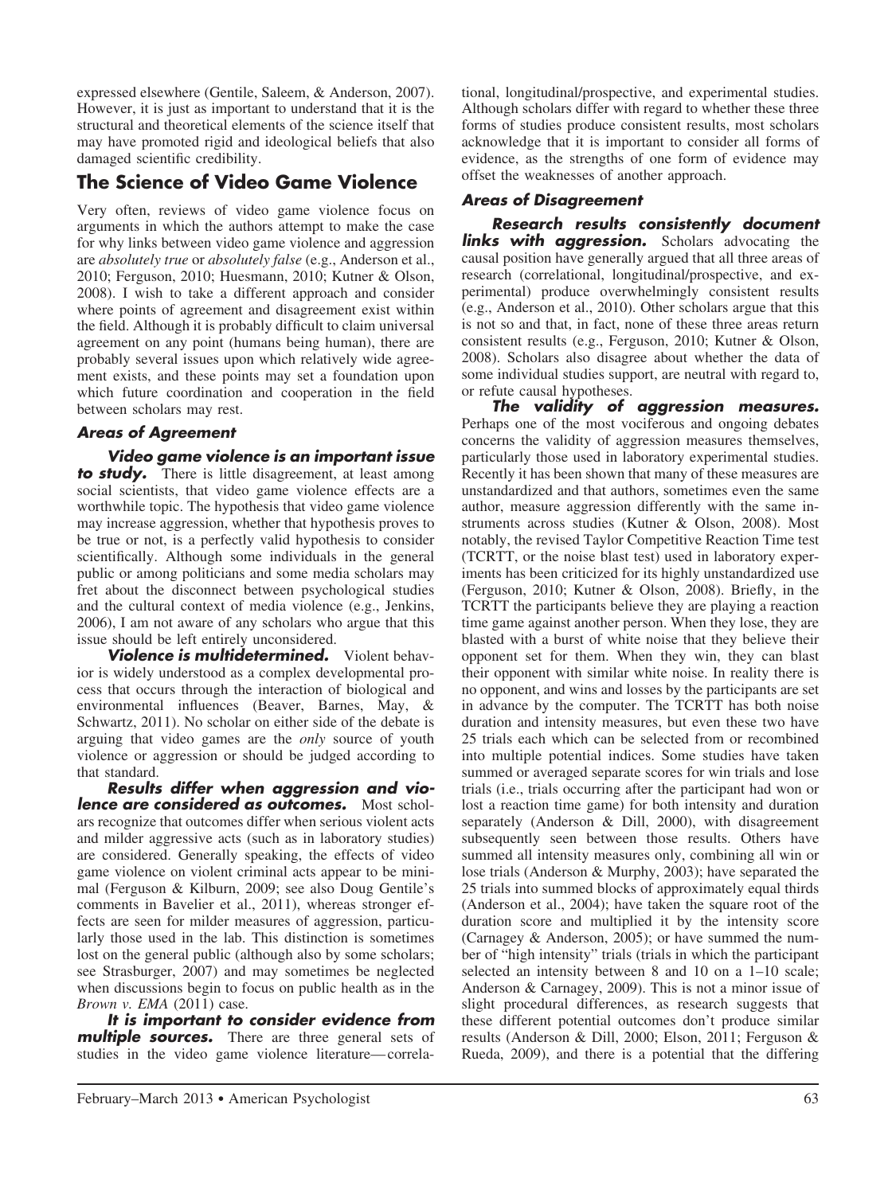expressed elsewhere (Gentile, Saleem, & Anderson, 2007). However, it is just as important to understand that it is the structural and theoretical elements of the science itself that may have promoted rigid and ideological beliefs that also damaged scientific credibility.

## The Science of Video Game Violence

Very often, reviews of video game violence focus on arguments in which the authors attempt to make the case for why links between video game violence and aggression are *absolutely true* or *absolutely false* (e.g., Anderson et al., 2010; Ferguson, 2010; Huesmann, 2010; Kutner & Olson, 2008). I wish to take a different approach and consider where points of agreement and disagreement exist within the field. Although it is probably difficult to claim universal agreement on any point (humans being human), there are probably several issues upon which relatively wide agreement exists, and these points may set a foundation upon which future coordination and cooperation in the field between scholars may rest.

### Areas of Agreement

***Video game violence is an important issue to study.*** There is little disagreement, at least among social scientists, that video game violence effects are a worthwhile topic. The hypothesis that video game violence may increase aggression, whether that hypothesis proves to be true or not, is a perfectly valid hypothesis to consider scientifically. Although some individuals in the general public or among politicians and some media scholars may fret about the disconnect between psychological studies and the cultural context of media violence (e.g., Jenkins, 2006), I am not aware of any scholars who argue that this issue should be left entirely unconsidered.

***Violence is multidetermined.*** Violent behavior is widely understood as a complex developmental process that occurs through the interaction of biological and environmental influences (Beaver, Barnes, May, & Schwartz, 2011). No scholar on either side of the debate is arguing that video games are the *only* source of youth violence or aggression or should be judged according to that standard.

***Results differ when aggression and violence are considered as outcomes.*** Most scholars recognize that outcomes differ when serious violent acts and milder aggressive acts (such as in laboratory studies) are considered. Generally speaking, the effects of video game violence on violent criminal acts appear to be minimal (Ferguson & Kilburn, 2009; see also Doug Gentile's comments in Bavelier et al., 2011), whereas stronger effects are seen for milder measures of aggression, particularly those used in the lab. This distinction is sometimes lost on the general public (although also by some scholars; see Strasburger, 2007) and may sometimes be neglected when discussions begin to focus on public health as in the *Brown v. EMA* (2011) case.

***It is important to consider evidence from multiple sources.*** There are three general sets of studies in the video game violence literature—correlational, longitudinal/prospective, and experimental studies. Although scholars differ with regard to whether these three forms of studies produce consistent results, most scholars acknowledge that it is important to consider all forms of evidence, as the strengths of one form of evidence may offset the weaknesses of another approach.

### Areas of Disagreement

***Research results consistently document links with aggression.*** Scholars advocating the causal position have generally argued that all three areas of research (correlational, longitudinal/prospective, and experimental) produce overwhelmingly consistent results (e.g., Anderson et al., 2010). Other scholars argue that this is not so and that, in fact, none of these three areas return consistent results (e.g., Ferguson, 2010; Kutner & Olson, 2008). Scholars also disagree about whether the data of some individual studies support, are neutral with regard to, or refute causal hypotheses.

***The validity of aggression measures.*** Perhaps one of the most vociferous and ongoing debates concerns the validity of aggression measures themselves, particularly those used in laboratory experimental studies. Recently it has been shown that many of these measures are unstandardized and that authors, sometimes even the same author, measure aggression differently with the same instruments across studies (Kutner & Olson, 2008). Most notably, the revised Taylor Competitive Reaction Time test (TCRTT, or the noise blast test) used in laboratory experiments has been criticized for its highly unstandardized use (Ferguson, 2010; Kutner & Olson, 2008). Briefly, in the TCRTT the participants believe they are playing a reaction time game against another person. When they lose, they are blasted with a burst of white noise that they believe their opponent set for them. When they win, they can blast their opponent with similar white noise. In reality there is no opponent, and wins and losses by the participants are set in advance by the computer. The TCRTT has both noise duration and intensity measures, but even these two have 25 trials each which can be selected from or recombined into multiple potential indices. Some studies have taken summed or averaged separate scores for win trials and lose trials (i.e., trials occurring after the participant had won or lost a reaction time game) for both intensity and duration separately (Anderson & Dill, 2000), with disagreement subsequently seen between those results. Others have summed all intensity measures only, combining all win or lose trials (Anderson & Murphy, 2003); have separated the 25 trials into summed blocks of approximately equal thirds (Anderson et al., 2004); have taken the square root of the duration score and multiplied it by the intensity score (Carnagey & Anderson, 2005); or have summed the number of "high intensity" trials (trials in which the participant selected an intensity between 8 and 10 on a 1–10 scale; Anderson & Carnagey, 2009). This is not a minor issue of slight procedural differences, as research suggests that these different potential outcomes don't produce similar results (Anderson & Dill, 2000; Elson, 2011; Ferguson & Rueda, 2009), and there is a potential that the differing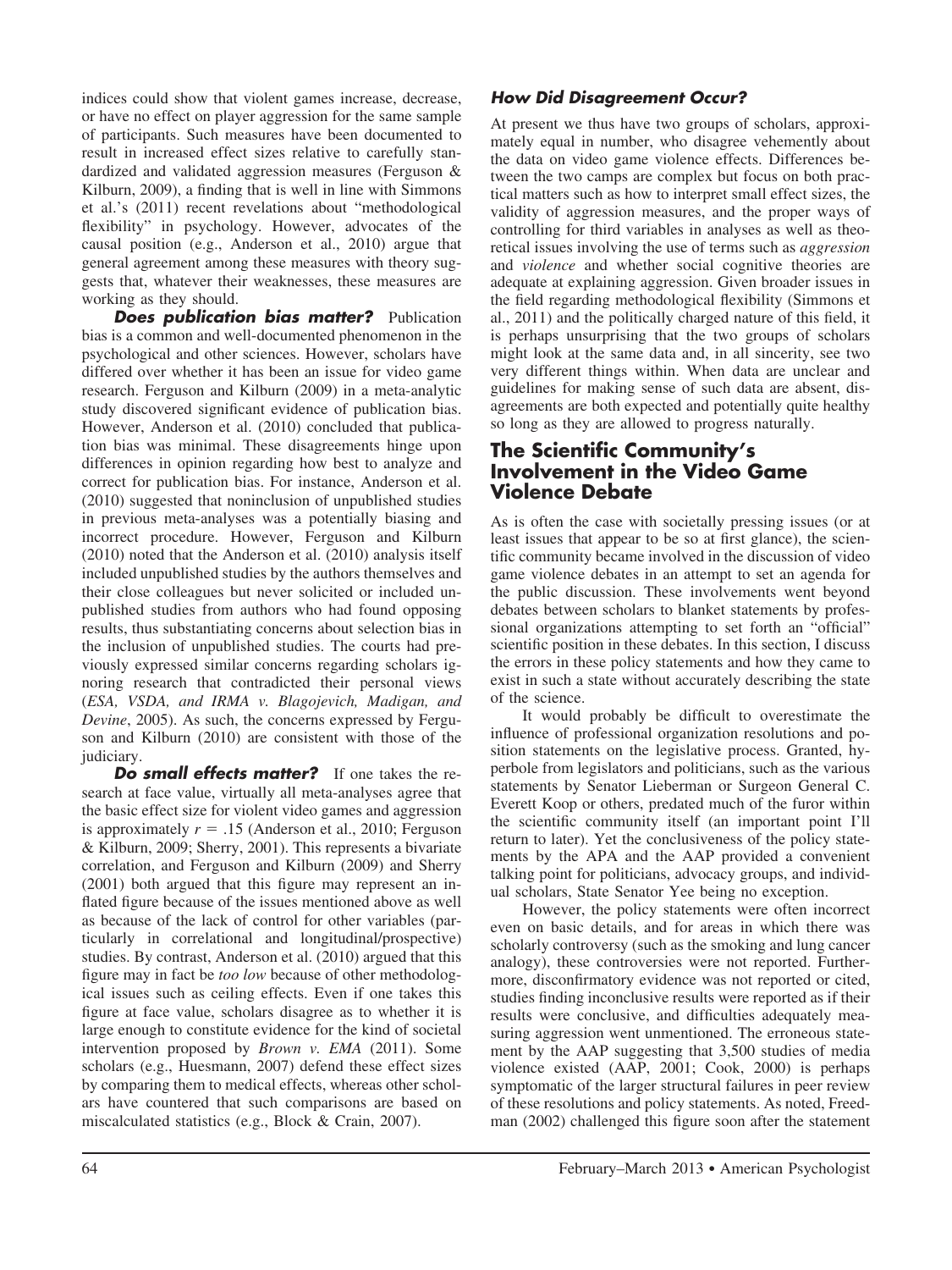indices could show that violent games increase, decrease, or have no effect on player aggression for the same sample of participants. Such measures have been documented to result in increased effect sizes relative to carefully standardized and validated aggression measures (Ferguson & Kilburn, 2009), a finding that is well in line with Simmons et al.'s (2011) recent revelations about "methodological flexibility" in psychology. However, advocates of the causal position (e.g., Anderson et al., 2010) argue that general agreement among these measures with theory suggests that, whatever their weaknesses, these measures are working as they should.

***Does publication bias matter?*** Publication bias is a common and well-documented phenomenon in the psychological and other sciences. However, scholars have differed over whether it has been an issue for video game research. Ferguson and Kilburn (2009) in a meta-analytic study discovered significant evidence of publication bias. However, Anderson et al. (2010) concluded that publication bias was minimal. These disagreements hinge upon differences in opinion regarding how best to analyze and correct for publication bias. For instance, Anderson et al. (2010) suggested that noninclusion of unpublished studies in previous meta-analyses was a potentially biasing and incorrect procedure. However, Ferguson and Kilburn (2010) noted that the Anderson et al. (2010) analysis itself included unpublished studies by the authors themselves and their close colleagues but never solicited or included unpublished studies from authors who had found opposing results, thus substantiating concerns about selection bias in the inclusion of unpublished studies. The courts had previously expressed similar concerns regarding scholars ignoring research that contradicted their personal views (*ESA, VSDA, and IRMA v. Blagojevich, Madigan, and Devine*, 2005). As such, the concerns expressed by Ferguson and Kilburn (2010) are consistent with those of the judiciary.

***Do small effects matter?*** If one takes the research at face value, virtually all meta-analyses agree that the basic effect size for violent video games and aggression is approximately $r = .15$ (Anderson et al., 2010; Ferguson & Kilburn, 2009; Sherry, 2001). This represents a bivariate correlation, and Ferguson and Kilburn (2009) and Sherry (2001) both argued that this figure may represent an inflated figure because of the issues mentioned above as well as because of the lack of control for other variables (particularly in correlational and longitudinal/prospective) studies. By contrast, Anderson et al. (2010) argued that this figure may in fact be *too low* because of other methodological issues such as ceiling effects. Even if one takes this figure at face value, scholars disagree as to whether it is large enough to constitute evidence for the kind of societal intervention proposed by *Brown v. EMA* (2011). Some scholars (e.g., Huesmann, 2007) defend these effect sizes by comparing them to medical effects, whereas other scholars have countered that such comparisons are based on miscalculated statistics (e.g., Block & Crain, 2007).

### How Did Disagreement Occur?

At present we thus have two groups of scholars, approximately equal in number, who disagree vehemently about the data on video game violence effects. Differences between the two camps are complex but focus on both practical matters such as how to interpret small effect sizes, the validity of aggression measures, and the proper ways of controlling for third variables in analyses as well as theoretical issues involving the use of terms such as *aggression* and *violence* and whether social cognitive theories are adequate at explaining aggression. Given broader issues in the field regarding methodological flexibility (Simmons et al., 2011) and the politically charged nature of this field, it is perhaps unsurprising that the two groups of scholars might look at the same data and, in all sincerity, see two very different things within. When data are unclear and guidelines for making sense of such data are absent, disagreements are both expected and potentially quite healthy so long as they are allowed to progress naturally.

## The Scientific Community's Involvement in the Video Game Violence Debate

As is often the case with societally pressing issues (or at least issues that appear to be so at first glance), the scientific community became involved in the discussion of video game violence debates in an attempt to set an agenda for the public discussion. These involvements went beyond debates between scholars to blanket statements by professional organizations attempting to set forth an "official" scientific position in these debates. In this section, I discuss the errors in these policy statements and how they came to exist in such a state without accurately describing the state of the science.

It would probably be difficult to overestimate the influence of professional organization resolutions and position statements on the legislative process. Granted, hyperbole from legislators and politicians, such as the various statements by Senator Lieberman or Surgeon General C. Everett Koop or others, predated much of the furor within the scientific community itself (an important point I'll return to later). Yet the conclusiveness of the policy statements by the APA and the AAP provided a convenient talking point for politicians, advocacy groups, and individual scholars, State Senator Yee being no exception.

However, the policy statements were often incorrect even on basic details, and for areas in which there was scholarly controversy (such as the smoking and lung cancer analogy), these controversies were not reported. Furthermore, disconfirmatory evidence was not reported or cited, studies finding inconclusive results were reported as if their results were conclusive, and difficulties adequately measuring aggression went unmentioned. The erroneous statement by the AAP suggesting that 3,500 studies of media violence existed (AAP, 2001; Cook, 2000) is perhaps symptomatic of the larger structural failures in peer review of these resolutions and policy statements. As noted, Freedman (2002) challenged this figure soon after the statement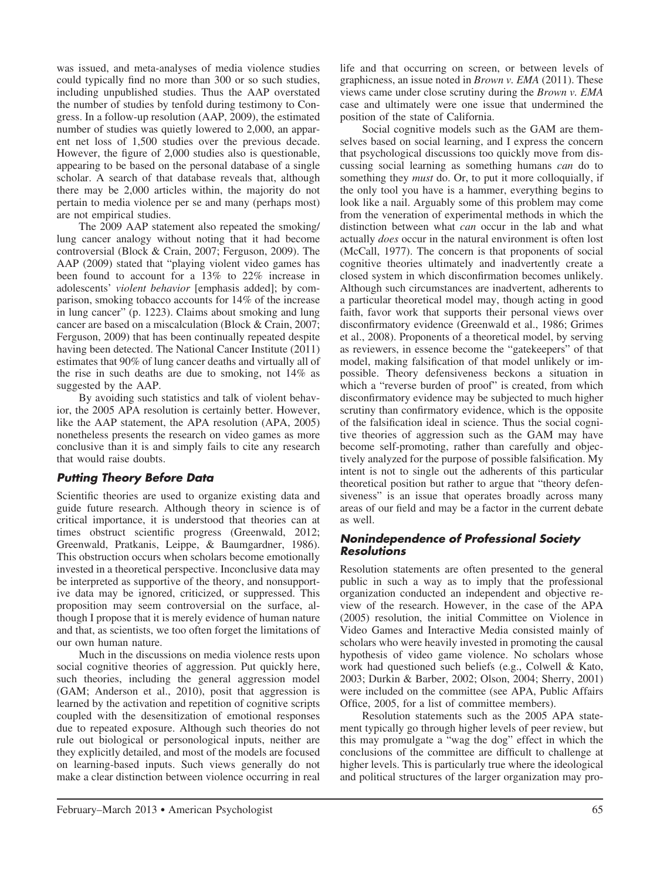was issued, and meta-analyses of media violence studies could typically find no more than 300 or so such studies, including unpublished studies. Thus the AAP overstated the number of studies by tenfold during testimony to Congress. In a follow-up resolution (AAP, 2009), the estimated number of studies was quietly lowered to 2,000, an apparent net loss of 1,500 studies over the previous decade. However, the figure of 2,000 studies also is questionable, appearing to be based on the personal database of a single scholar. A search of that database reveals that, although there may be 2,000 articles within, the majority do not pertain to media violence per se and many (perhaps most) are not empirical studies.

The 2009 AAP statement also repeated the smoking/lung cancer analogy without noting that it had become controversial (Block & Crain, 2007; Ferguson, 2009). The AAP (2009) stated that "playing violent video games has been found to account for a 13% to 22% increase in adolescents' *violent behavior* [emphasis added]; by comparison, smoking tobacco accounts for 14% of the increase in lung cancer" (p. 1223). Claims about smoking and lung cancer are based on a miscalculation (Block & Crain, 2007; Ferguson, 2009) that has been continually repeated despite having been detected. The National Cancer Institute (2011) estimates that 90% of lung cancer deaths and virtually all of the rise in such deaths are due to smoking, not 14% as suggested by the AAP.

By avoiding such statistics and talk of violent behavior, the 2005 APA resolution is certainly better. However, like the AAP statement, the APA resolution (APA, 2005) nonetheless presents the research on video games as more conclusive than it is and simply fails to cite any research that would raise doubts.

## Putting Theory Before Data

Scientific theories are used to organize existing data and guide future research. Although theory in science is of critical importance, it is understood that theories can at times obstruct scientific progress (Greenwald, 2012; Greenwald, Pratkanis, Leippe, & Baumgardner, 1986). This obstruction occurs when scholars become emotionally invested in a theoretical perspective. Inconclusive data may be interpreted as supportive of the theory, and nonsupportive data may be ignored, criticized, or suppressed. This proposition may seem controversial on the surface, although I propose that it is merely evidence of human nature and that, as scientists, we too often forget the limitations of our own human nature.

Much in the discussions on media violence rests upon social cognitive theories of aggression. Put quickly here, such theories, including the general aggression model (GAM; Anderson et al., 2010), posit that aggression is learned by the activation and repetition of cognitive scripts coupled with the desensitization of emotional responses due to repeated exposure. Although such theories do not rule out biological or personological inputs, neither are they explicitly detailed, and most of the models are focused on learning-based inputs. Such views generally do not make a clear distinction between violence occurring in real life and that occurring on screen, or between levels of graphicness, an issue noted in *Brown v. EMA* (2011). These views came under close scrutiny during the *Brown v. EMA* case and ultimately were one issue that undermined the position of the state of California.

Social cognitive models such as the GAM are themselves based on social learning, and I express the concern that psychological discussions too quickly move from discussing social learning as something humans *can* do to something they *must* do. Or, to put it more colloquially, if the only tool you have is a hammer, everything begins to look like a nail. Arguably some of this problem may come from the veneration of experimental methods in which the distinction between what *can* occur in the lab and what actually *does* occur in the natural environment is often lost (McCall, 1977). The concern is that proponents of social cognitive theories ultimately and inadvertently create a closed system in which disconfirmation becomes unlikely. Although such circumstances are inadvertent, adherents to a particular theoretical model may, though acting in good faith, favor work that supports their personal views over disconfirmatory evidence (Greenwald et al., 1986; Grimes et al., 2008). Proponents of a theoretical model, by serving as reviewers, in essence become the "gatekeepers" of that model, making falsification of that model unlikely or impossible. Theory defensiveness beckons a situation in which a "reverse burden of proof" is created, from which disconfirmatory evidence may be subjected to much higher scrutiny than confirmatory evidence, which is the opposite of the falsification ideal in science. Thus the social cognitive theories of aggression such as the GAM may have become self-promoting, rather than carefully and objectively analyzed for the purpose of possible falsification. My intent is not to single out the adherents of this particular theoretical position but rather to argue that "theory defensiveness" is an issue that operates broadly across many areas of our field and may be a factor in the current debate as well.

## Nonindependence of Professional Society Resolutions

Resolution statements are often presented to the general public in such a way as to imply that the professional organization conducted an independent and objective review of the research. However, in the case of the APA (2005) resolution, the initial Committee on Violence in Video Games and Interactive Media consisted mainly of scholars who were heavily invested in promoting the causal hypothesis of video game violence. No scholars whose work had questioned such beliefs (e.g., Colwell & Kato, 2003; Durkin & Barber, 2002; Olson, 2004; Sherry, 2001) were included on the committee (see APA, Public Affairs Office, 2005, for a list of committee members).

Resolution statements such as the 2005 APA statement typically go through higher levels of peer review, but this may promulgate a "wag the dog" effect in which the conclusions of the committee are difficult to challenge at higher levels. This is particularly true where the ideological and political structures of the larger organization may pro-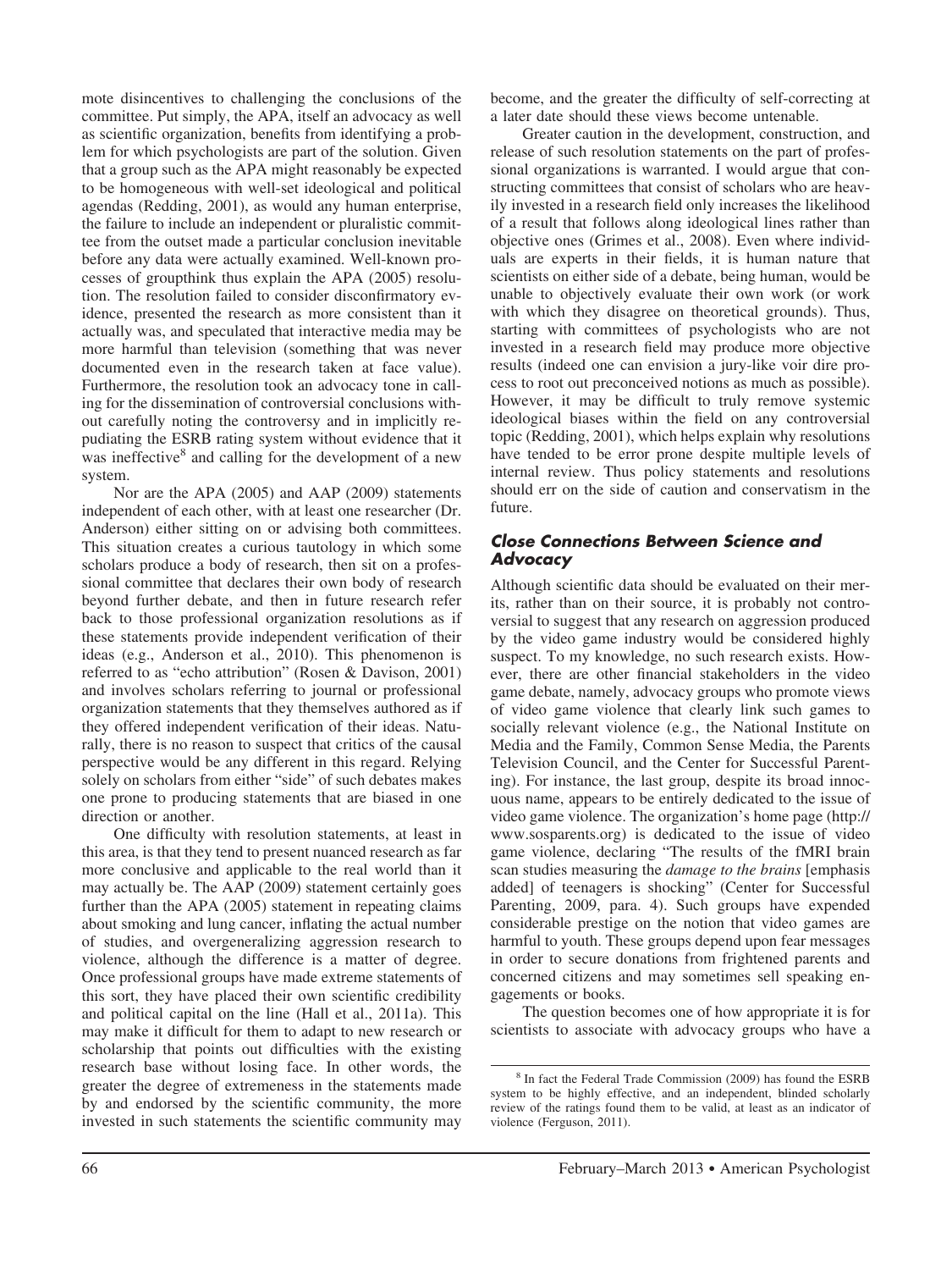mote disincentives to challenging the conclusions of the committee. Put simply, the APA, itself an advocacy as well as scientific organization, benefits from identifying a problem for which psychologists are part of the solution. Given that a group such as the APA might reasonably be expected to be homogeneous with well-set ideological and political agendas (Redding, 2001), as would any human enterprise, the failure to include an independent or pluralistic committee from the outset made a particular conclusion inevitable before any data were actually examined. Well-known processes of groupthink thus explain the APA (2005) resolution. The resolution failed to consider disconfirmatory evidence, presented the research as more consistent than it actually was, and speculated that interactive media may be more harmful than television (something that was never documented even in the research taken at face value). Furthermore, the resolution took an advocacy tone in calling for the dissemination of controversial conclusions without carefully noting the controversy and in implicitly repudiating the ESRB rating system without evidence that it was ineffective[8] and calling for the development of a new system.

Nor are the APA (2005) and AAP (2009) statements independent of each other, with at least one researcher (Dr. Anderson) either sitting on or advising both committees. This situation creates a curious tautology in which some scholars produce a body of research, then sit on a professional committee that declares their own body of research beyond further debate, and then in future research refer back to those professional organization resolutions as if these statements provide independent verification of their ideas (e.g., Anderson et al., 2010). This phenomenon is referred to as "echo attribution" (Rosen & Davison, 2001) and involves scholars referring to journal or professional organization statements that they themselves authored as if they offered independent verification of their ideas. Naturally, there is no reason to suspect that critics of the causal perspective would be any different in this regard. Relying solely on scholars from either "side" of such debates makes one prone to producing statements that are biased in one direction or another.

One difficulty with resolution statements, at least in this area, is that they tend to present nuanced research as far more conclusive and applicable to the real world than it may actually be. The AAP (2009) statement certainly goes further than the APA (2005) statement in repeating claims about smoking and lung cancer, inflating the actual number of studies, and overgeneralizing aggression research to violence, although the difference is a matter of degree. Once professional groups have made extreme statements of this sort, they have placed their own scientific credibility and political capital on the line (Hall et al., 2011a). This may make it difficult for them to adapt to new research or scholarship that points out difficulties with the existing research base without losing face. In other words, the greater the degree of extremeness in the statements made by and endorsed by the scientific community, the more invested in such statements the scientific community may become, and the greater the difficulty of self-correcting at a later date should these views become untenable.

Greater caution in the development, construction, and release of such resolution statements on the part of professional organizations is warranted. I would argue that constructing committees that consist of scholars who are heavily invested in a research field only increases the likelihood of a result that follows along ideological lines rather than objective ones (Grimes et al., 2008). Even where individuals are experts in their fields, it is human nature that scientists on either side of a debate, being human, would be unable to objectively evaluate their own work (or work with which they disagree on theoretical grounds). Thus, starting with committees of psychologists who are not invested in a research field may produce more objective results (indeed one can envision a jury-like voir dire process to root out preconceived notions as much as possible). However, it may be difficult to truly remove systemic ideological biases within the field on any controversial topic (Redding, 2001), which helps explain why resolutions have tended to be error prone despite multiple levels of internal review. Thus policy statements and resolutions should err on the side of caution and conservatism in the future.

### Close Connections Between Science and Advocacy

Although scientific data should be evaluated on their merits, rather than on their source, it is probably not controversial to suggest that any research on aggression produced by the video game industry would be considered highly suspect. To my knowledge, no such research exists. However, there are other financial stakeholders in the video game debate, namely, advocacy groups who promote views of video game violence that clearly link such games to socially relevant violence (e.g., the National Institute on Media and the Family, Common Sense Media, the Parents Television Council, and the Center for Successful Parenting). For instance, the last group, despite its broad innocuous name, appears to be entirely dedicated to the issue of video game violence. The organization's home page (http://www.sosparents.org) is dedicated to the issue of video game violence, declaring "The results of the fMRI brain scan studies measuring the *damage to the brains* [emphasis added] of teenagers is shocking" (Center for Successful Parenting, 2009, para. 4). Such groups have expended considerable prestige on the notion that video games are harmful to youth. These groups depend upon fear messages in order to secure donations from frightened parents and concerned citizens and may sometimes sell speaking engagements or books.

The question becomes one of how appropriate it is for scientists to associate with advocacy groups who have a

[8] In fact the Federal Trade Commission (2009) has found the ESRB system to be highly effective, and an independent, blinded scholarly review of the ratings found them to be valid, at least as an indicator of violence (Ferguson, 2011).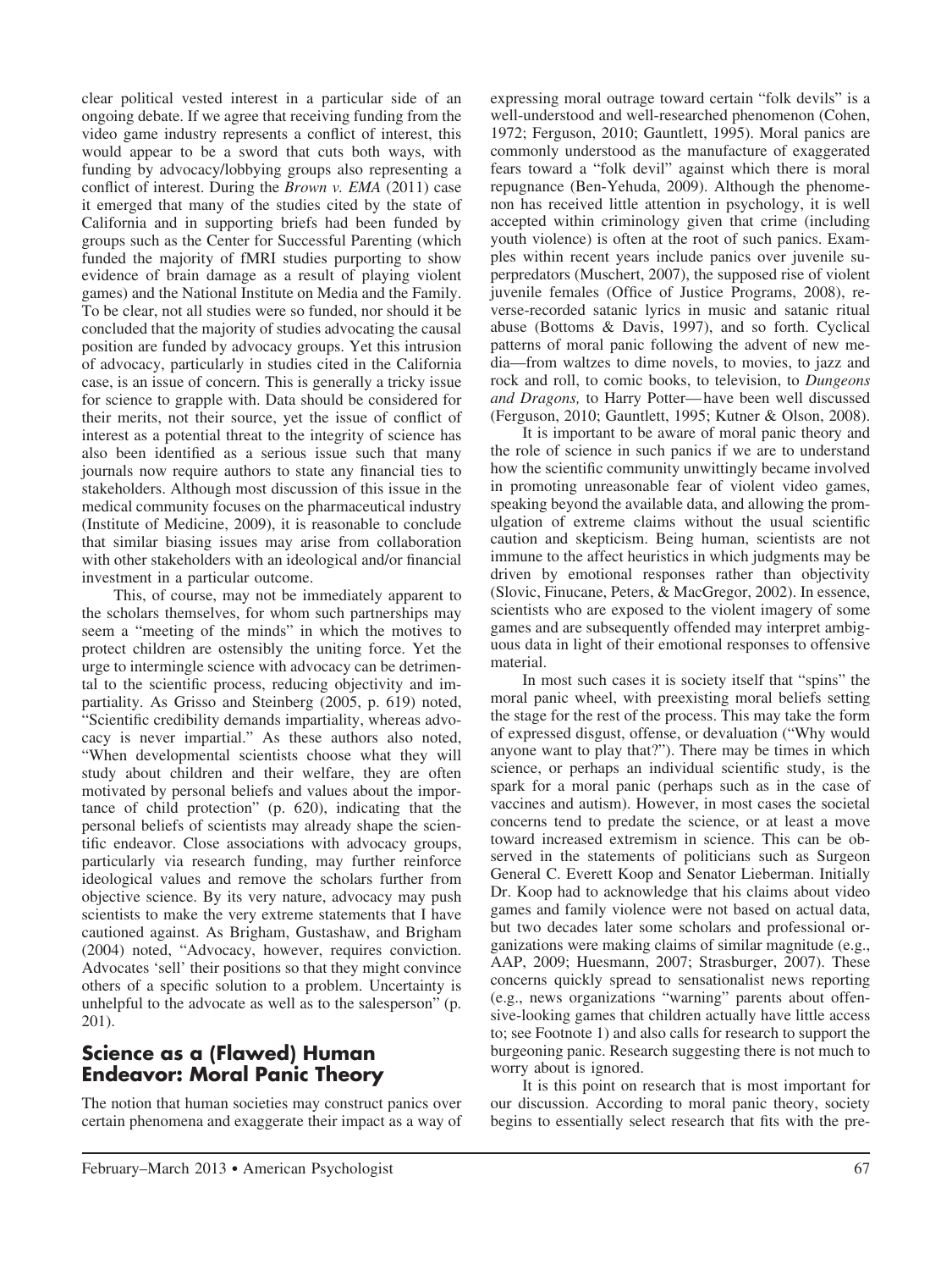clear political vested interest in a particular side of an ongoing debate. If we agree that receiving funding from the video game industry represents a conflict of interest, this would appear to be a sword that cuts both ways, with funding by advocacy/lobbying groups also representing a conflict of interest. During the *Brown v. EMA* (2011) case it emerged that many of the studies cited by the state of California and in supporting briefs had been funded by groups such as the Center for Successful Parenting (which funded the majority of fMRI studies purporting to show evidence of brain damage as a result of playing violent games) and the National Institute on Media and the Family. To be clear, not all studies were so funded, nor should it be concluded that the majority of studies advocating the causal position are funded by advocacy groups. Yet this intrusion of advocacy, particularly in studies cited in the California case, is an issue of concern. This is generally a tricky issue for science to grapple with. Data should be considered for their merits, not their source, yet the issue of conflict of interest as a potential threat to the integrity of science has also been identified as a serious issue such that many journals now require authors to state any financial ties to stakeholders. Although most discussion of this issue in the medical community focuses on the pharmaceutical industry (Institute of Medicine, 2009), it is reasonable to conclude that similar biasing issues may arise from collaboration with other stakeholders with an ideological and/or financial investment in a particular outcome.

This, of course, may not be immediately apparent to the scholars themselves, for whom such partnerships may seem a "meeting of the minds" in which the motives to protect children are ostensibly the uniting force. Yet the urge to intermingle science with advocacy can be detrimental to the scientific process, reducing objectivity and impartiality. As Grisso and Steinberg (2005, p. 619) noted, "Scientific credibility demands impartiality, whereas advocacy is never impartial." As these authors also noted, "When developmental scientists choose what they will study about children and their welfare, they are often motivated by personal beliefs and values about the importance of child protection" (p. 620), indicating that the personal beliefs of scientists may already shape the scientific endeavor. Close associations with advocacy groups, particularly via research funding, may further reinforce ideological values and remove the scholars further from objective science. By its very nature, advocacy may push scientists to make the very extreme statements that I have cautioned against. As Brigham, Gustashaw, and Brigham (2004) noted, "Advocacy, however, requires conviction. Advocates 'sell' their positions so that they might convince others of a specific solution to a problem. Uncertainty is unhelpful to the advocate as well as to the salesperson" (p. 201).

## Science as a (Flawed) Human Endeavor: Moral Panic Theory

The notion that human societies may construct panics over certain phenomena and exaggerate their impact as a way of expressing moral outrage toward certain "folk devils" is a well-understood and well-researched phenomenon (Cohen, 1972; Ferguson, 2010; Gauntlett, 1995). Moral panics are commonly understood as the manufacture of exaggerated fears toward a "folk devil" against which there is moral repugnance (Ben-Yehuda, 2009). Although the phenomenon has received little attention in psychology, it is well accepted within criminology given that crime (including youth violence) is often at the root of such panics. Examples within recent years include panics over juvenile superpredators (Muschert, 2007), the supposed rise of violent juvenile females (Office of Justice Programs, 2008), reverse-recorded satanic lyrics in music and satanic ritual abuse (Bottoms & Davis, 1997), and so forth. Cyclical patterns of moral panic following the advent of new media—from waltzes to dime novels, to movies, to jazz and rock and roll, to comic books, to television, to *Dungeons and Dragons,* to Harry Potter—have been well discussed (Ferguson, 2010; Gauntlett, 1995; Kutner & Olson, 2008).

It is important to be aware of moral panic theory and the role of science in such panics if we are to understand how the scientific community unwittingly became involved in promoting unreasonable fear of violent video games, speaking beyond the available data, and allowing the promulgation of extreme claims without the usual scientific caution and skepticism. Being human, scientists are not immune to the affect heuristics in which judgments may be driven by emotional responses rather than objectivity (Slovic, Finucane, Peters, & MacGregor, 2002). In essence, scientists who are exposed to the violent imagery of some games and are subsequently offended may interpret ambiguous data in light of their emotional responses to offensive material.

In most such cases it is society itself that "spins" the moral panic wheel, with preexisting moral beliefs setting the stage for the rest of the process. This may take the form of expressed disgust, offense, or devaluation ("Why would anyone want to play that?"). There may be times in which science, or perhaps an individual scientific study, is the spark for a moral panic (perhaps such as in the case of vaccines and autism). However, in most cases the societal concerns tend to predate the science, or at least a move toward increased extremism in science. This can be observed in the statements of politicians such as Surgeon General C. Everett Koop and Senator Lieberman. Initially Dr. Koop had to acknowledge that his claims about video games and family violence were not based on actual data, but two decades later some scholars and professional organizations were making claims of similar magnitude (e.g., AAP, 2009; Huesmann, 2007; Strasburger, 2007). These concerns quickly spread to sensationalist news reporting (e.g., news organizations "warning" parents about offensive-looking games that children actually have little access to; see Footnote 1) and also calls for research to support the burgeoning panic. Research suggesting there is not much to worry about is ignored.

It is this point on research that is most important for our discussion. According to moral panic theory, society begins to essentially select research that fits with the pre-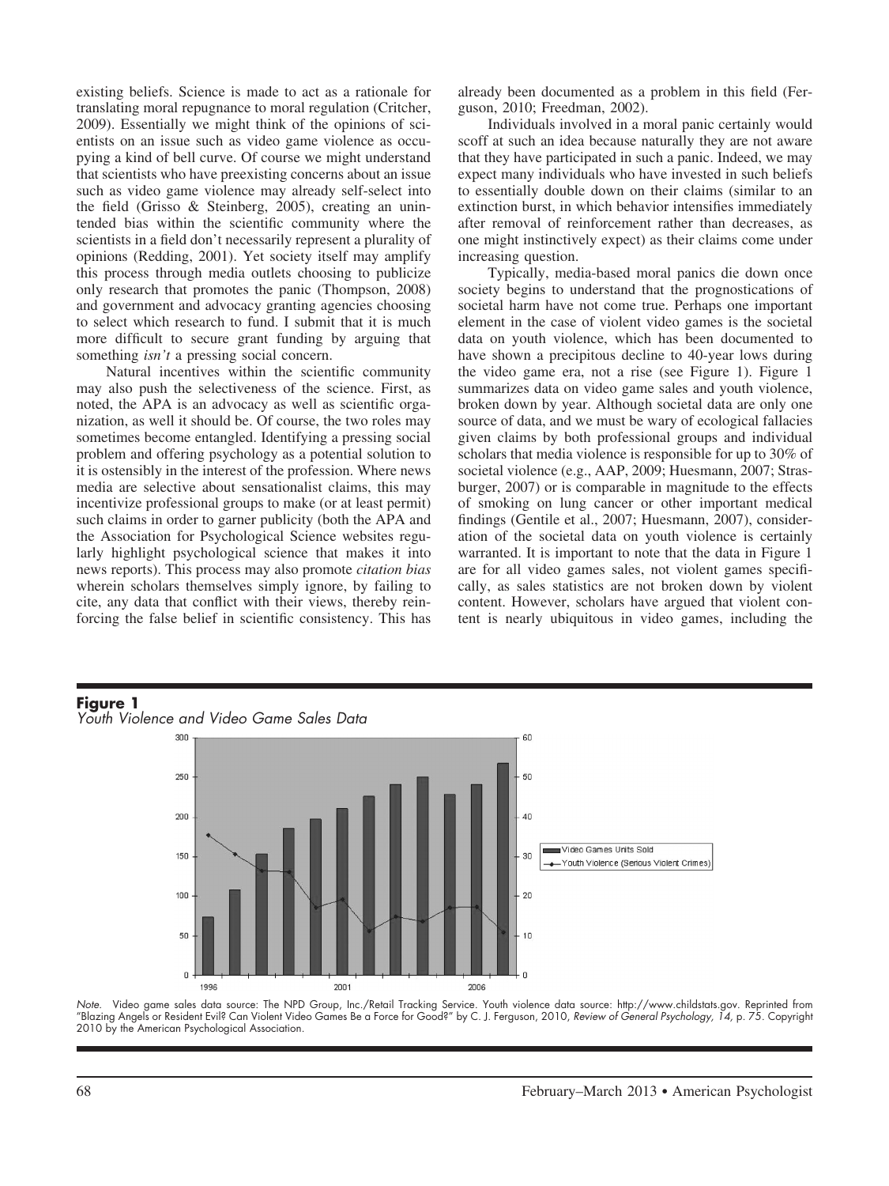existing beliefs. Science is made to act as a rationale for translating moral repugnance to moral regulation (Critcher, 2009). Essentially we might think of the opinions of scientists on an issue such as video game violence as occupying a kind of bell curve. Of course we might understand that scientists who have preexisting concerns about an issue such as video game violence may already self-select into the field (Grisso & Steinberg, 2005), creating an unintended bias within the scientific community where the scientists in a field don't necessarily represent a plurality of opinions (Redding, 2001). Yet society itself may amplify this process through media outlets choosing to publicize only research that promotes the panic (Thompson, 2008) and government and advocacy granting agencies choosing to select which research to fund. I submit that it is much more difficult to secure grant funding by arguing that something *isn't* a pressing social concern.

Natural incentives within the scientific community may also push the selectiveness of the science. First, as noted, the APA is an advocacy as well as scientific organization, as well it should be. Of course, the two roles may sometimes become entangled. Identifying a pressing social problem and offering psychology as a potential solution to it is ostensibly in the interest of the profession. Where news media are selective about sensationalist claims, this may incentivize professional groups to make (or at least permit) such claims in order to garner publicity (both the APA and the Association for Psychological Science websites regularly highlight psychological science that makes it into news reports). This process may also promote *citation bias* wherein scholars themselves simply ignore, by failing to cite, any data that conflict with their views, thereby reinforcing the false belief in scientific consistency. This has already been documented as a problem in this field (Ferguson, 2010; Freedman, 2002).

Individuals involved in a moral panic certainly would scoff at such an idea because naturally they are not aware that they have participated in such a panic. Indeed, we may expect many individuals who have invested in such beliefs to essentially double down on their claims (similar to an extinction burst, in which behavior intensifies immediately after removal of reinforcement rather than decreases, as one might instinctively expect) as their claims come under increasing question.

Typically, media-based moral panics die down once society begins to understand that the prognostications of societal harm have not come true. Perhaps one important element in the case of violent video games is the societal data on youth violence, which has been documented to have shown a precipitous decline to 40-year lows during the video game era, not a rise (see Figure 1). Figure 1 summarizes data on video game sales and youth violence, broken down by year. Although societal data are only one source of data, and we must be wary of ecological fallacies given claims by both professional groups and individual scholars that media violence is responsible for up to 30% of societal violence (e.g., AAP, 2009; Huesmann, 2007; Strasburger, 2007) or is comparable in magnitude to the effects of smoking on lung cancer or other important medical findings (Gentile et al., 2007; Huesmann, 2007), consideration of the societal data on youth violence is certainly warranted. It is important to note that the data in Figure 1 are for all video games sales, not violent games specifically, as sales statistics are not broken down by violent content. However, scholars have argued that violent content is nearly ubiquitous in video games, including the

**Figure 1**
*Youth Violence and Video Game Sales Data*

*Note.* Video game sales data source: The NPD Group, Inc./Retail Tracking Service. Youth violence data source: http://www.childstats.gov. Reprinted from "Blazing Angels or Resident Evil? Can Violent Video Games Be a Force for Good?" by C. J. Ferguson, 2010, *Review of General Psychology, 14,* p. 75. Copyright 2010 by the American Psychological Association.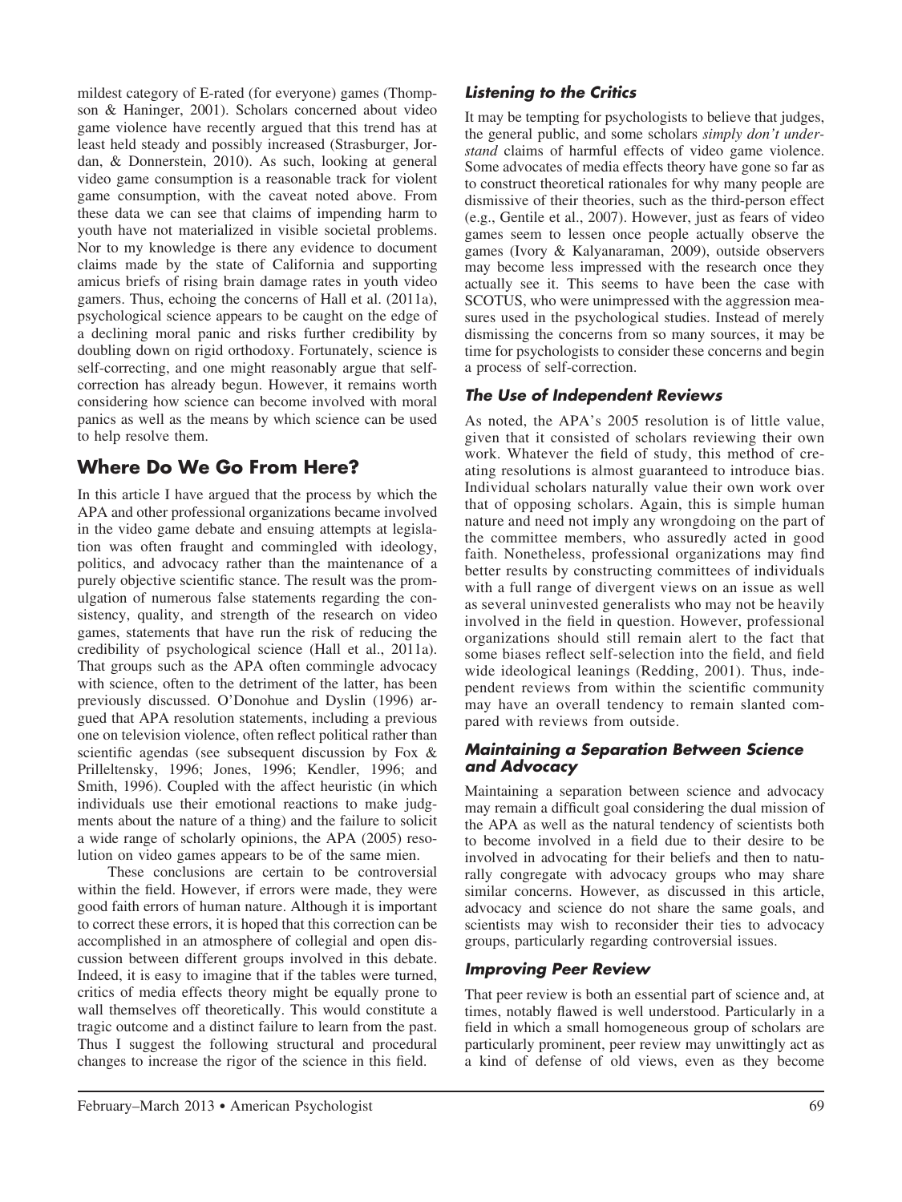mildest category of E-rated (for everyone) games (Thompson & Haninger, 2001). Scholars concerned about video game violence have recently argued that this trend has at least held steady and possibly increased (Strasburger, Jordan, & Donnerstein, 2010). As such, looking at general video game consumption is a reasonable track for violent game consumption, with the caveat noted above. From these data we can see that claims of impending harm to youth have not materialized in visible societal problems. Nor to my knowledge is there any evidence to document claims made by the state of California and supporting amicus briefs of rising brain damage rates in youth video gamers. Thus, echoing the concerns of Hall et al. (2011a), psychological science appears to be caught on the edge of a declining moral panic and risks further credibility by doubling down on rigid orthodoxy. Fortunately, science is self-correcting, and one might reasonably argue that self-correction has already begun. However, it remains worth considering how science can become involved with moral panics as well as the means by which science can be used to help resolve them.

## Where Do We Go From Here?

In this article I have argued that the process by which the APA and other professional organizations became involved in the video game debate and ensuing attempts at legislation was often fraught and commingled with ideology, politics, and advocacy rather than the maintenance of a purely objective scientific stance. The result was the promulgation of numerous false statements regarding the consistency, quality, and strength of the research on video games, statements that have run the risk of reducing the credibility of psychological science (Hall et al., 2011a). That groups such as the APA often commingle advocacy with science, often to the detriment of the latter, has been previously discussed. O'Donohue and Dyslin (1996) argued that APA resolution statements, including a previous one on television violence, often reflect political rather than scientific agendas (see subsequent discussion by Fox & Prilleltensky, 1996; Jones, 1996; Kendler, 1996; and Smith, 1996). Coupled with the affect heuristic (in which individuals use their emotional reactions to make judgments about the nature of a thing) and the failure to solicit a wide range of scholarly opinions, the APA (2005) resolution on video games appears to be of the same mien.

These conclusions are certain to be controversial within the field. However, if errors were made, they were good faith errors of human nature. Although it is important to correct these errors, it is hoped that this correction can be accomplished in an atmosphere of collegial and open discussion between different groups involved in this debate. Indeed, it is easy to imagine that if the tables were turned, critics of media effects theory might be equally prone to wall themselves off theoretically. This would constitute a tragic outcome and a distinct failure to learn from the past. Thus I suggest the following structural and procedural changes to increase the rigor of the science in this field.

### Listening to the Critics

It may be tempting for psychologists to believe that judges, the general public, and some scholars *simply don't understand* claims of harmful effects of video game violence. Some advocates of media effects theory have gone so far as to construct theoretical rationales for why many people are dismissive of their theories, such as the third-person effect (e.g., Gentile et al., 2007). However, just as fears of video games seem to lessen once people actually observe the games (Ivory & Kalyanaraman, 2009), outside observers may become less impressed with the research once they actually see it. This seems to have been the case with SCOTUS, who were unimpressed with the aggression measures used in the psychological studies. Instead of merely dismissing the concerns from so many sources, it may be time for psychologists to consider these concerns and begin a process of self-correction.

### The Use of Independent Reviews

As noted, the APA's 2005 resolution is of little value, given that it consisted of scholars reviewing their own work. Whatever the field of study, this method of creating resolutions is almost guaranteed to introduce bias. Individual scholars naturally value their own work over that of opposing scholars. Again, this is simple human nature and need not imply any wrongdoing on the part of the committee members, who assuredly acted in good faith. Nonetheless, professional organizations may find better results by constructing committees of individuals with a full range of divergent views on an issue as well as several uninvested generalists who may not be heavily involved in the field in question. However, professional organizations should still remain alert to the fact that some biases reflect self-selection into the field, and field wide ideological leanings (Redding, 2001). Thus, independent reviews from within the scientific community may have an overall tendency to remain slanted compared with reviews from outside.

### Maintaining a Separation Between Science and Advocacy

Maintaining a separation between science and advocacy may remain a difficult goal considering the dual mission of the APA as well as the natural tendency of scientists both to become involved in a field due to their desire to be involved in advocating for their beliefs and then to naturally congregate with advocacy groups who may share similar concerns. However, as discussed in this article, advocacy and science do not share the same goals, and scientists may wish to reconsider their ties to advocacy groups, particularly regarding controversial issues.

### Improving Peer Review

That peer review is both an essential part of science and, at times, notably flawed is well understood. Particularly in a field in which a small homogeneous group of scholars are particularly prominent, peer review may unwittingly act as a kind of defense of old views, even as they become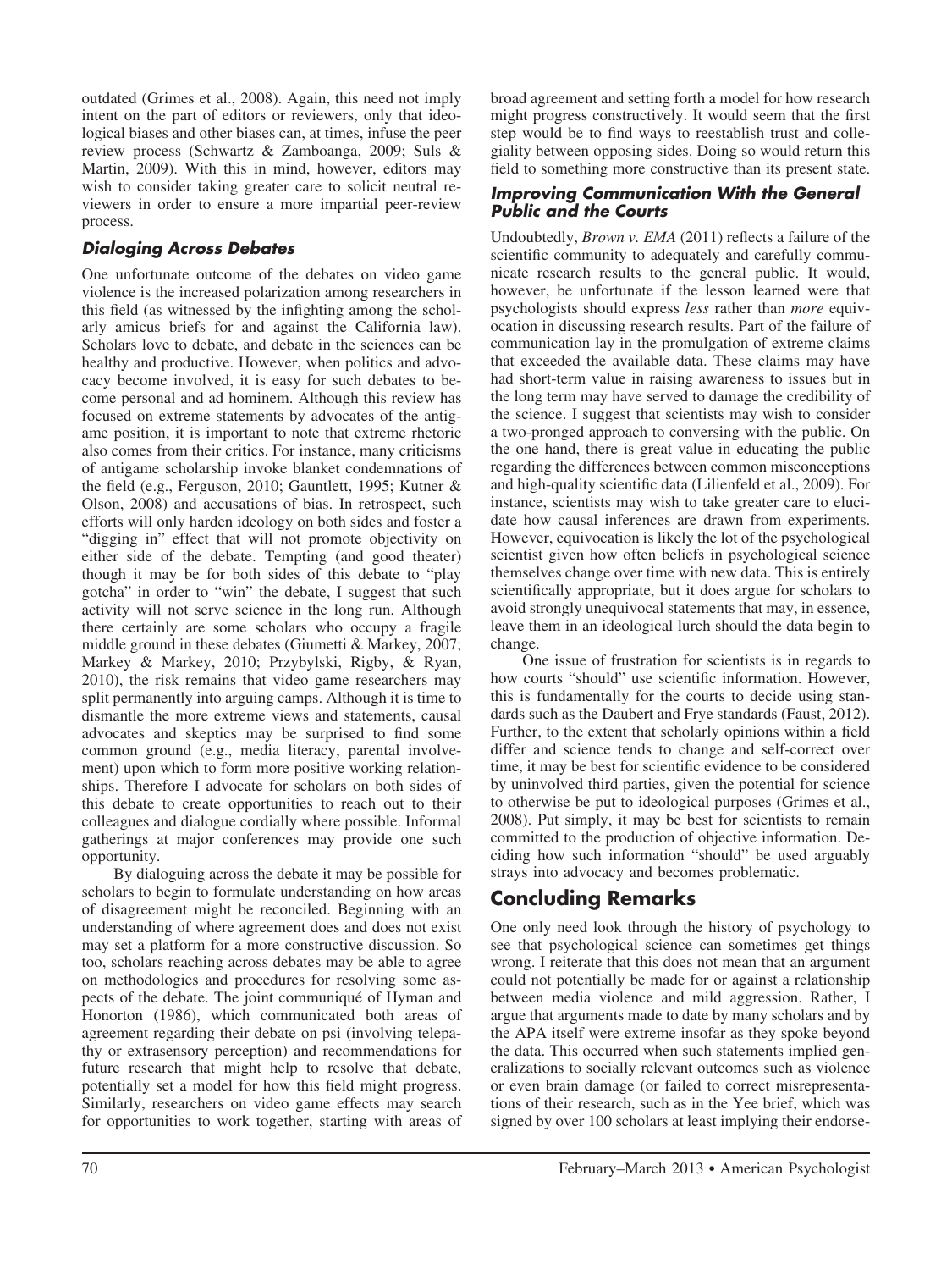outdated (Grimes et al., 2008). Again, this need not imply intent on the part of editors or reviewers, only that ideological biases and other biases can, at times, infuse the peer review process (Schwartz & Zamboanga, 2009; Suls & Martin, 2009). With this in mind, however, editors may wish to consider taking greater care to solicit neutral reviewers in order to ensure a more impartial peer-review process.

### Dialoging Across Debates

One unfortunate outcome of the debates on video game violence is the increased polarization among researchers in this field (as witnessed by the infighting among the scholarly amicus briefs for and against the California law). Scholars love to debate, and debate in the sciences can be healthy and productive. However, when politics and advocacy become involved, it is easy for such debates to become personal and ad hominem. Although this review has focused on extreme statements by advocates of the antigame position, it is important to note that extreme rhetoric also comes from their critics. For instance, many criticisms of antigame scholarship invoke blanket condemnations of the field (e.g., Ferguson, 2010; Gauntlett, 1995; Kutner & Olson, 2008) and accusations of bias. In retrospect, such efforts will only harden ideology on both sides and foster a "digging in" effect that will not promote objectivity on either side of the debate. Tempting (and good theater) though it may be for both sides of this debate to "play gotcha" in order to "win" the debate, I suggest that such activity will not serve science in the long run. Although there certainly are some scholars who occupy a fragile middle ground in these debates (Giumetti & Markey, 2007; Markey & Markey, 2010; Przybylski, Rigby, & Ryan, 2010), the risk remains that video game researchers may split permanently into arguing camps. Although it is time to dismantle the more extreme views and statements, causal advocates and skeptics may be surprised to find some common ground (e.g., media literacy, parental involvement) upon which to form more positive working relationships. Therefore I advocate for scholars on both sides of this debate to create opportunities to reach out to their colleagues and dialogue cordially where possible. Informal gatherings at major conferences may provide one such opportunity.

By dialoguing across the debate it may be possible for scholars to begin to formulate understanding on how areas of disagreement might be reconciled. Beginning with an understanding of where agreement does and does not exist may set a platform for a more constructive discussion. So too, scholars reaching across debates may be able to agree on methodologies and procedures for resolving some aspects of the debate. The joint communiqué of Hyman and Honorton (1986), which communicated both areas of agreement regarding their debate on psi (involving telepathy or extrasensory perception) and recommendations for future research that might help to resolve that debate, potentially set a model for how this field might progress. Similarly, researchers on video game effects may search for opportunities to work together, starting with areas of broad agreement and setting forth a model for how research might progress constructively. It would seem that the first step would be to find ways to reestablish trust and collegiality between opposing sides. Doing so would return this field to something more constructive than its present state.

### Improving Communication With the General Public and the Courts

Undoubtedly, *Brown v. EMA* (2011) reflects a failure of the scientific community to adequately and carefully communicate research results to the general public. It would, however, be unfortunate if the lesson learned were that psychologists should express *less* rather than *more* equivocation in discussing research results. Part of the failure of communication lay in the promulgation of extreme claims that exceeded the available data. These claims may have had short-term value in raising awareness to issues but in the long term may have served to damage the credibility of the science. I suggest that scientists may wish to consider a two-pronged approach to conversing with the public. On the one hand, there is great value in educating the public regarding the differences between common misconceptions and high-quality scientific data (Lilienfeld et al., 2009). For instance, scientists may wish to take greater care to elucidate how causal inferences are drawn from experiments. However, equivocation is likely the lot of the psychological scientist given how often beliefs in psychological science themselves change over time with new data. This is entirely scientifically appropriate, but it does argue for scholars to avoid strongly unequivocal statements that may, in essence, leave them in an ideological lurch should the data begin to change.

One issue of frustration for scientists is in regards to how courts "should" use scientific information. However, this is fundamentally for the courts to decide using standards such as the Daubert and Frye standards (Faust, 2012). Further, to the extent that scholarly opinions within a field differ and science tends to change and self-correct over time, it may be best for scientific evidence to be considered by uninvolved third parties, given the potential for science to otherwise be put to ideological purposes (Grimes et al., 2008). Put simply, it may be best for scientists to remain committed to the production of objective information. Deciding how such information "should" be used arguably strays into advocacy and becomes problematic.

## Concluding Remarks

One only need look through the history of psychology to see that psychological science can sometimes get things wrong. I reiterate that this does not mean that an argument could not potentially be made for or against a relationship between media violence and mild aggression. Rather, I argue that arguments made to date by many scholars and by the APA itself were extreme insofar as they spoke beyond the data. This occurred when such statements implied generalizations to socially relevant outcomes such as violence or even brain damage (or failed to correct misrepresentations of their research, such as in the Yee brief, which was signed by over 100 scholars at least implying their endorse-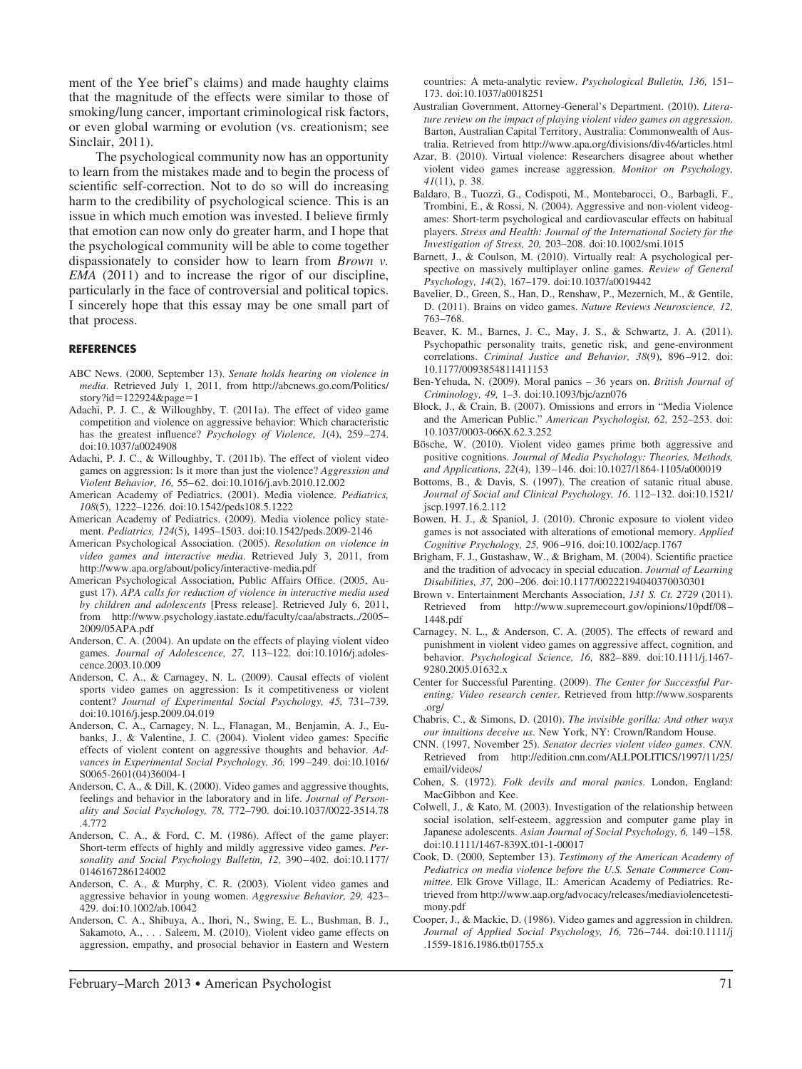ment of the Yee brief's claims) and made haughty claims that the magnitude of the effects were similar to those of smoking/lung cancer, important criminological risk factors, or even global warming or evolution (vs. creationism; see Sinclair, 2011).

The psychological community now has an opportunity to learn from the mistakes made and to begin the process of scientific self-correction. Not to do so will do increasing harm to the credibility of psychological science. This is an issue in which much emotion was invested. I believe firmly that emotion can now only do greater harm, and I hope that the psychological community will be able to come together dispassionately to consider how to learn from *Brown v. EMA* (2011) and to increase the rigor of our discipline, particularly in the face of controversial and political topics. I sincerely hope that this essay may be one small part of that process.

## REFERENCES

ABC News. (2000, September 13). *Senate holds hearing on violence in media*. Retrieved July 1, 2011, from http://abcnews.go.com/Politics/story?id=122924&page=1

Adachi, P. J. C., & Willoughby, T. (2011a). The effect of video game competition and violence on aggressive behavior: Which characteristic has the greatest influence? *Psychology of Violence, 1*(4), 259–274. doi:10.1037/a0024908

Adachi, P. J. C., & Willoughby, T. (2011b). The effect of violent video games on aggression: Is it more than just the violence? *Aggression and Violent Behavior, 16,* 55–62. doi:10.1016/j.avb.2010.12.002

American Academy of Pediatrics. (2001). Media violence. *Pediatrics, 108*(5), 1222–1226. doi:10.1542/peds108.5.1222

American Academy of Pediatrics. (2009). Media violence policy statement. *Pediatrics, 124*(5), 1495–1503. doi:10.1542/peds.2009-2146

American Psychological Association. (2005). *Resolution on violence in video games and interactive media*. Retrieved July 3, 2011, from http://www.apa.org/about/policy/interactive-media.pdf

American Psychological Association, Public Affairs Office. (2005, August 17). *APA calls for reduction of violence in interactive media used by children and adolescents* [Press release]. Retrieved July 6, 2011, from http://www.psychology.iastate.edu/faculty/caa/abstracts../2005–2009/05APA.pdf

Anderson, C. A. (2004). An update on the effects of playing violent video games. *Journal of Adolescence, 27,* 113–122. doi:10.1016/j.adolescence.2003.10.009

Anderson, C. A., & Carnagey, N. L. (2009). Causal effects of violent sports video games on aggression: Is it competitiveness or violent content? *Journal of Experimental Social Psychology, 45,* 731–739. doi:10.1016/j.jesp.2009.04.019

Anderson, C. A., Carnagey, N. L., Flanagan, M., Benjamin, A. J., Eubanks, J., & Valentine, J. C. (2004). Violent video games: Specific effects of violent content on aggressive thoughts and behavior. *Advances in Experimental Social Psychology, 36,* 199–249. doi:10.1016/S0065-2601(04)36004-1

Anderson, C. A., & Dill, K. (2000). Video games and aggressive thoughts, feelings and behavior in the laboratory and in life. *Journal of Personality and Social Psychology, 78,* 772–790. doi:10.1037/0022-3514.78.4.772

Anderson, C. A., & Ford, C. M. (1986). Affect of the game player: Short-term effects of highly and mildly aggressive video games. *Personality and Social Psychology Bulletin, 12,* 390–402. doi:10.1177/0146167286124002

Anderson, C. A., & Murphy, C. R. (2003). Violent video games and aggressive behavior in young women. *Aggressive Behavior, 29,* 423–429. doi:10.1002/ab.10042

Anderson, C. A., Shibuya, A., Ihori, N., Swing, E. L., Bushman, B. J., Sakamoto, A., . . . Saleem, M. (2010). Violent video game effects on aggression, empathy, and prosocial behavior in Eastern and Western countries: A meta-analytic review. *Psychological Bulletin, 136,* 151–173. doi:10.1037/a0018251

Australian Government, Attorney-General's Department. (2010). *Literature review on the impact of playing violent video games on aggression*. Barton, Australian Capital Territory, Australia: Commonwealth of Australia. Retrieved from http://www.apa.org/divisions/div46/articles.html

Azar, B. (2010). Virtual violence: Researchers disagree about whether violent video games increase aggression. *Monitor on Psychology, 41*(11), p. 38.

Baldaro, B., Tuozzi, G., Codispoti, M., Montebarocci, O., Barbagli, F., Trombini, E., & Rossi, N. (2004). Aggressive and non-violent videogames: Short-term psychological and cardiovascular effects on habitual players. *Stress and Health: Journal of the International Society for the Investigation of Stress, 20,* 203–208. doi:10.1002/smi.1015

Barnett, J., & Coulson, M. (2010). Virtually real: A psychological perspective on massively multiplayer online games. *Review of General Psychology, 14*(2), 167–179. doi:10.1037/a0019442

Bavelier, D., Green, S., Han, D., Renshaw, P., Mezernich, M., & Gentile, D. (2011). Brains on video games. *Nature Reviews Neuroscience, 12,* 763–768.

Beaver, K. M., Barnes, J. C., May, J. S., & Schwartz, J. A. (2011). Psychopathic personality traits, genetic risk, and gene-environment correlations. *Criminal Justice and Behavior, 38*(9), 896–912. doi:10.1177/0093854811411153

Ben-Yehuda, N. (2009). Moral panics – 36 years on. *British Journal of Criminology, 49,* 1–3. doi:10.1093/bjc/azn076

Block, J., & Crain, B. (2007). Omissions and errors in "Media Violence and the American Public." *American Psychologist, 62,* 252–253. doi:10.1037/0003-066X.62.3.252

Bösche, W. (2010). Violent video games prime both aggressive and positive cognitions. *Journal of Media Psychology: Theories, Methods, and Applications, 22*(4), 139–146. doi:10.1027/1864-1105/a000019

Bottoms, B., & Davis, S. (1997). The creation of satanic ritual abuse. *Journal of Social and Clinical Psychology, 16,* 112–132. doi:10.1521/jscp.1997.16.2.112

Bowen, H. J., & Spaniol, J. (2010). Chronic exposure to violent video games is not associated with alterations of emotional memory. *Applied Cognitive Psychology, 25,* 906–916. doi:10.1002/acp.1767

Brigham, F. J., Gustashaw, W., & Brigham, M. (2004). Scientific practice and the tradition of advocacy in special education. *Journal of Learning Disabilities, 37,* 200–206. doi:10.1177/00222194040370030301

Brown v. Entertainment Merchants Association, *131 S. Ct. 2729* (2011). Retrieved from http://www.supremecourt.gov/opinions/10pdf/08–1448.pdf

Carnagey, N. L., & Anderson, C. A. (2005). The effects of reward and punishment in violent video games on aggressive affect, cognition, and behavior. *Psychological Science, 16,* 882–889. doi:10.1111/j.1467-9280.2005.01632.x

Center for Successful Parenting. (2009). *The Center for Successful Parenting: Video research center*. Retrieved from http://www.sosparents.org/

Chabris, C., & Simons, D. (2010). *The invisible gorilla: And other ways our intuitions deceive us*. New York, NY: Crown/Random House.

CNN. (1997, November 25). *Senator decries violent video games*. *CNN.* Retrieved from http://edition.cnn.com/ALLPOLITICS/1997/11/25/email/videos/

Cohen, S. (1972). *Folk devils and moral panics*. London, England: MacGibbon and Kee.

Colwell, J., & Kato, M. (2003). Investigation of the relationship between social isolation, self-esteem, aggression and computer game play in Japanese adolescents. *Asian Journal of Social Psychology, 6,* 149–158. doi:10.1111/1467-839X.t01-1-00017

Cook, D. (2000, September 13). *Testimony of the American Academy of Pediatrics on media violence before the U.S. Senate Commerce Committee*. Elk Grove Village, IL: American Academy of Pediatrics. Retrieved from http://www.aap.org/advocacy/releases/mediaviolencetestimony.pdf

Cooper, J., & Mackie, D. (1986). Video games and aggression in children. *Journal of Applied Social Psychology, 16,* 726–744. doi:10.1111/j.1559-1816.1986.tb01755.x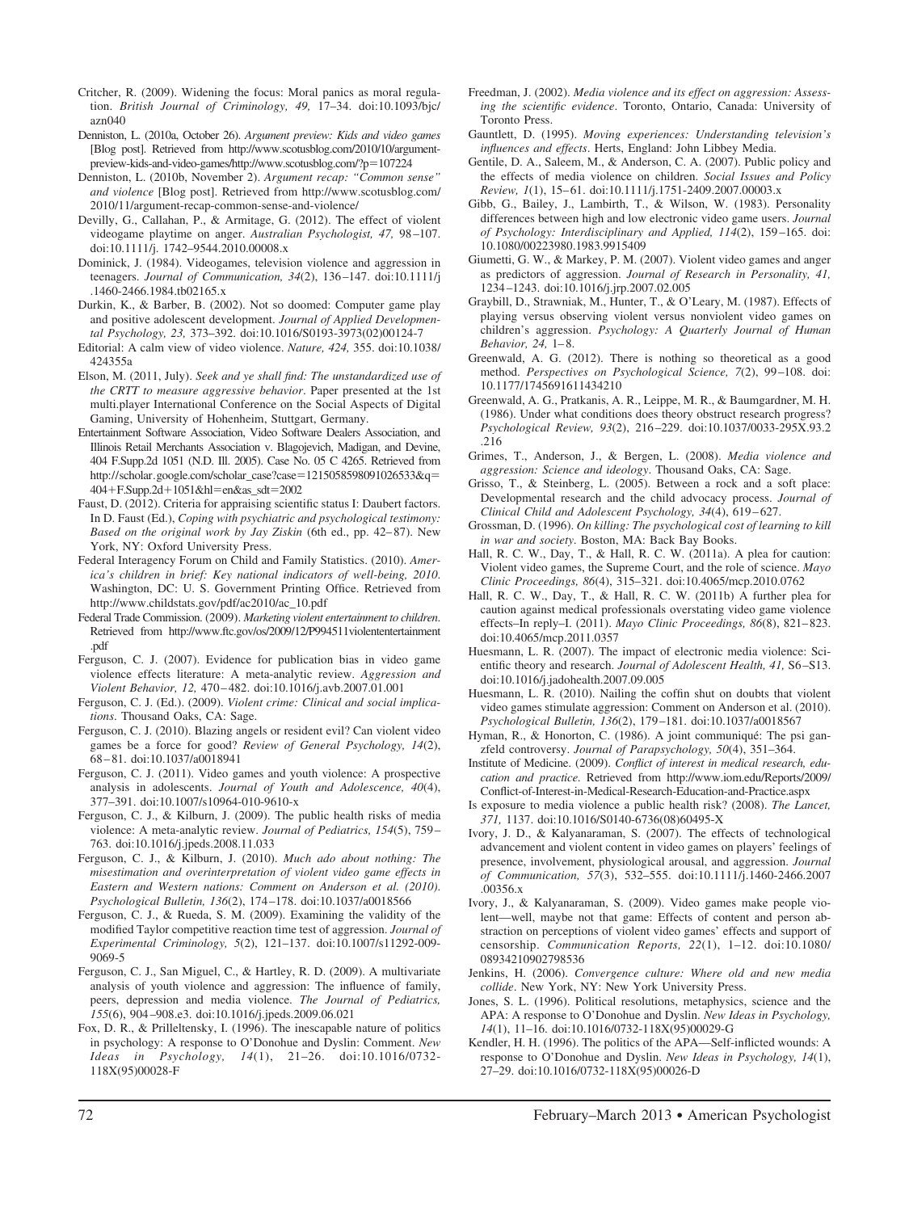Critcher, R. (2009). Widening the focus: Moral panics as moral regulation. *British Journal of Criminology, 49,* 17–34. doi:10.1093/bjc/azn040

Denniston, L. (2010a, October 26). *Argument preview: Kids and video games* [Blog post]. Retrieved from http://www.scotusblog.com/2010/10/argument-preview-kids-and-video-games/http://www.scotusblog.com/?p=107224

Denniston, L. (2010b, November 2). *Argument recap: "Common sense" and violence* [Blog post]. Retrieved from http://www.scotusblog.com/2010/11/argument-recap-common-sense-and-violence/

Devilly, G., Callahan, P., & Armitage, G. (2012). The effect of violent videogame playtime on anger. *Australian Psychologist, 47,* 98–107. doi:10.1111/j. 1742–9544.2010.00008.x

Dominick, J. (1984). Videogames, television violence and aggression in teenagers. *Journal of Communication, 34*(2), 136–147. doi:10.1111/j.1460-2466.1984.tb02165.x

Durkin, K., & Barber, B. (2002). Not so doomed: Computer game play and positive adolescent development. *Journal of Applied Developmental Psychology, 23,* 373–392. doi:10.1016/S0193-3973(02)00124-7

Editorial: A calm view of video violence. *Nature, 424,* 355. doi:10.1038/424355a

Elson, M. (2011, July). *Seek and ye shall find: The unstandardized use of the CRTT to measure aggressive behavior*. Paper presented at the 1st multi.player International Conference on the Social Aspects of Digital Gaming, University of Hohenheim, Stuttgart, Germany.

Entertainment Software Association, Video Software Dealers Association, and Illinois Retail Merchants Association v. Blagojevich, Madigan, and Devine, 404 F.Supp.2d 1051 (N.D. Ill. 2005). Case No. 05 C 4265. Retrieved from http://scholar.google.com/scholar_case?case=12150585980910265338&q=404+F.Supp.2d+1051&hl=en&as_sdt=2002

Faust, D. (2012). Criteria for appraising scientific status I: Daubert factors. In D. Faust (Ed.), *Coping with psychiatric and psychological testimony: Based on the original work by Jay Ziskin* (6th ed., pp. 42–87). New York, NY: Oxford University Press.

Federal Interagency Forum on Child and Family Statistics. (2010). *America's children in brief: Key national indicators of well-being, 2010*. Washington, DC: U. S. Government Printing Office. Retrieved from http://www.childstats.gov/pdf/ac2010/ac_10.pdf

Federal Trade Commission. (2009). *Marketing violent entertainment to children*. Retrieved from http://www.ftc.gov/os/2009/12/P994511violententertainment.pdf

Ferguson, C. J. (2007). Evidence for publication bias in video game violence effects literature: A meta-analytic review. *Aggression and Violent Behavior, 12,* 470–482. doi:10.1016/j.avb.2007.01.001

Ferguson, C. J. (Ed.). (2009). *Violent crime: Clinical and social implications*. Thousand Oaks, CA: Sage.

Ferguson, C. J. (2010). Blazing angels or resident evil? Can violent video games be a force for good? *Review of General Psychology, 14*(2), 68–81. doi:10.1037/a0018941

Ferguson, C. J. (2011). Video games and youth violence: A prospective analysis in adolescents. *Journal of Youth and Adolescence, 40*(4), 377–391. doi:10.1007/s10964-010-9610-x

Ferguson, C. J., & Kilburn, J. (2009). The public health risks of media violence: A meta-analytic review. *Journal of Pediatrics, 154*(5), 759–763. doi:10.1016/j.jpeds.2008.11.033

Ferguson, C. J., & Kilburn, J. (2010). *Much ado about nothing: The misestimation and overinterpretation of violent video game effects in Eastern and Western nations: Comment on Anderson et al. (2010). Psychological Bulletin, 136*(2), 174–178. doi:10.1037/a0018566

Ferguson, C. J., & Rueda, S. M. (2009). Examining the validity of the modified Taylor competitive reaction time test of aggression. *Journal of Experimental Criminology, 5*(2), 121–137. doi:10.1007/s11292-009-9069-5

Ferguson, C. J., San Miguel, C., & Hartley, R. D. (2009). A multivariate analysis of youth violence and aggression: The influence of family, peers, depression and media violence. *The Journal of Pediatrics, 155*(6), 904–908.e3. doi:10.1016/j.jpeds.2009.06.021

Fox, D. R., & Prilleltensky, I. (1996). The inescapable nature of politics in psychology: A response to O'Donohue and Dyslin: Comment. *New Ideas in Psychology, 14*(1), 21–26. doi:10.1016/0732-118X(95)00028-F

Freedman, J. (2002). *Media violence and its effect on aggression: Assessing the scientific evidence*. Toronto, Ontario, Canada: University of Toronto Press.

Gauntlett, D. (1995). *Moving experiences: Understanding television's influences and effects*. Herts, England: John Libbey Media.

Gentile, D. A., Saleem, M., & Anderson, C. A. (2007). Public policy and the effects of media violence on children. *Social Issues and Policy Review, 1*(1), 15–61. doi:10.1111/j.1751-2409.2007.00003.x

Gibb, G., Bailey, J., Lambirth, T., & Wilson, W. (1983). Personality differences between high and low electronic video game users. *Journal of Psychology: Interdisciplinary and Applied, 114*(2), 159–165. doi:10.1080/00223980.1983.9915409

Giumetti, G. W., & Markey, P. M. (2007). Violent video games and anger as predictors of aggression. *Journal of Research in Personality, 41,* 1234–1243. doi:10.1016/j.jrp.2007.02.005

Graybill, D., Strawniak, M., Hunter, T., & O'Leary, M. (1987). Effects of playing versus observing violent versus nonviolent video games on children's aggression. *Psychology: A Quarterly Journal of Human Behavior, 24,* 1–8.

Greenwald, A. G. (2012). There is nothing so theoretical as a good method. *Perspectives on Psychological Science, 7*(2), 99–108. doi:10.1177/1745691611434210

Greenwald, A. G., Pratkanis, A. R., Leippe, M. R., & Baumgardner, M. H. (1986). Under what conditions does theory obstruct research progress? *Psychological Review, 93*(2), 216–229. doi:10.1037/0033-295X.93.2.216

Grimes, T., Anderson, J., & Bergen, L. (2008). *Media violence and aggression: Science and ideology*. Thousand Oaks, CA: Sage.

Grisso, T., & Steinberg, L. (2005). Between a rock and a soft place: Developmental research and the child advocacy process. *Journal of Clinical Child and Adolescent Psychology, 34*(4), 619–627.

Grossman, D. (1996). *On killing: The psychological cost of learning to kill in war and society*. Boston, MA: Back Bay Books.

Hall, R. C. W., Day, T., & Hall, R. C. W. (2011a). A plea for caution: Violent video games, the Supreme Court, and the role of science. *Mayo Clinic Proceedings, 86*(4), 315–321. doi:10.4065/mcp.2010.0762

Hall, R. C. W., Day, T., & Hall, R. C. W. (2011b) A further plea for caution against medical professionals overstating video game violence effects–In reply–I. (2011). *Mayo Clinic Proceedings, 86*(8), 821–823. doi:10.4065/mcp.2011.0357

Huesmann, L. R. (2007). The impact of electronic media violence: Scientific theory and research. *Journal of Adolescent Health, 41,* S6–S13. doi:10.1016/j.jadohealth.2007.09.005

Huesmann, L. R. (2010). Nailing the coffin shut on doubts that violent video games stimulate aggression: Comment on Anderson et al. (2010). *Psychological Bulletin, 136*(2), 179–181. doi:10.1037/a0018567

Hyman, R., & Honorton, C. (1986). A joint communiqué: The psi ganzfeld controversy. *Journal of Parapsychology, 50*(4), 351–364.

Institute of Medicine. (2009). *Conflict of interest in medical research, education and practice*. Retrieved from http://www.iom.edu/Reports/2009/Conflict-of-Interest-in-Medical-Research-Education-and-Practice.aspx

Is exposure to media violence a public health risk? (2008). *The Lancet, 371,* 1137. doi:10.1016/S0140-6736(08)60495-X

Ivory, J. D., & Kalyanaraman, S. (2007). The effects of technological advancement and violent content in video games on players' feelings of presence, involvement, physiological arousal, and aggression. *Journal of Communication, 57*(3), 532–555. doi:10.1111/j.1460-2466.2007.00356.x

Ivory, J., & Kalyanaraman, S. (2009). Video games make people violent—well, maybe not that game: Effects of content and person abstraction on perceptions of violent video games' effects and support of censorship. *Communication Reports, 22*(1), 1–12. doi:10.1080/08934210902798536

Jenkins, H. (2006). *Convergence culture: Where old and new media collide*. New York, NY: New York University Press.

Jones, S. L. (1996). Political resolutions, metaphysics, science and the APA: A response to O'Donohue and Dyslin. *New Ideas in Psychology, 14*(1), 11–16. doi:10.1016/0732-118X(95)00029-G

Kendler, H. H. (1996). The politics of the APA—Self-inflicted wounds: A response to O'Donohue and Dyslin. *New Ideas in Psychology, 14*(1), 27–29. doi:10.1016/0732-118X(95)00026-D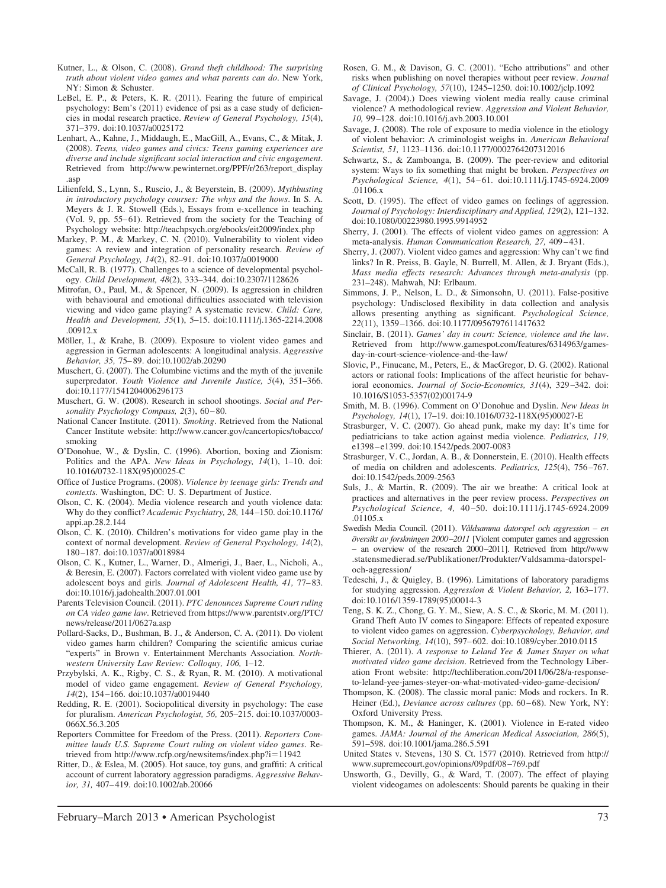Kutner, L., & Olson, C. (2008). *Grand theft childhood: The surprising truth about violent video games and what parents can do*. New York, NY: Simon & Schuster.

LeBel, E. P., & Peters, K. R. (2011). Fearing the future of empirical psychology: Bem's (2011) evidence of psi as a case study of deficiencies in modal research practice. *Review of General Psychology, 15*(4), 371–379. doi:10.1037/a0025172

Lenhart, A., Kahne, J., Middaugh, E., MacGill, A., Evans, C., & Mitak, J. (2008). *Teens, video games and civics: Teens gaming experiences are diverse and include significant social interaction and civic engagement*. Retrieved from http://www.pewinternet.org/PPF/r/263/report_display.asp

Lilienfeld, S., Lynn, S., Ruscio, J., & Beyerstein, B. (2009). *Mythbusting in introductory psychology courses: The whys and the hows*. In S. A. Meyers & J. R. Stowell (Eds.), Essays from e-xcellence in teaching (Vol. 9, pp. 55–61). Retrieved from the society for the Teaching of Psychology website: http://teachpsych.org/ebooks/eit2009/index.php

Markey, P. M., & Markey, C. N. (2010). Vulnerability to violent video games: A review and integration of personality research. *Review of General Psychology, 14*(2), 82–91. doi:10.1037/a0019000

McCall, R. B. (1977). Challenges to a science of developmental psychology. *Child Development, 48*(2), 333–344. doi:10.2307/1128626

Mitrofan, O., Paul, M., & Spencer, N. (2009). Is aggression in children with behavioural and emotional difficulties associated with television viewing and video game playing? A systematic review. *Child: Care, Health and Development, 35*(1), 5–15. doi:10.1111/j.1365-2214.2008.00912.x

Möller, I., & Krahe, B. (2009). Exposure to violent video games and aggression in German adolescents: A longitudinal analysis. *Aggressive Behavior, 35,* 75–89. doi:10.1002/ab.20290

Muschert, G. (2007). The Columbine victims and the myth of the juvenile superpredator. *Youth Violence and Juvenile Justice, 5*(4), 351–366. doi:10.1177/1541204006296173

Muschert, G. W. (2008). Research in school shootings. *Social and Personality Psychology Compass, 2*(3), 60–80.

National Cancer Institute. (2011). *Smoking*. Retrieved from the National Cancer Institute website: http://www.cancer.gov/cancertopics/tobacco/smoking

O'Donohue, W., & Dyslin, C. (1996). Abortion, boxing and Zionism: Politics and the APA. *New Ideas in Psychology, 14*(1), 1–10. doi:10.1016/0732-118X(95)00025-C

Office of Justice Programs. (2008). *Violence by teenage girls: Trends and contexts*. Washington, DC: U. S. Department of Justice.

Olson, C. K. (2004). Media violence research and youth violence data: Why do they conflict? *Academic Psychiatry, 28,* 144–150. doi:10.1176/appi.ap.28.2.144

Olson, C. K. (2010). Children's motivations for video game play in the context of normal development. *Review of General Psychology, 14*(2), 180–187. doi:10.1037/a0018984

Olson, C. K., Kutner, L., Warner, D., Almerigi, J., Baer, L., Nicholi, A., & Beresin, E. (2007). Factors correlated with violent video game use by adolescent boys and girls. *Journal of Adolescent Health, 41,* 77–83. doi:10.1016/j.jadohealth.2007.01.001

Parents Television Council. (2011). *PTC denounces Supreme Court ruling on CA video game law*. Retrieved from https://www.parentstv.org/PTC/news/release/2011/0627a.asp

Pollard-Sacks, D., Bushman, B. J., & Anderson, C. A. (2011). Do violent video games harm children? Comparing the scientific amicus curiae "experts" in Brown v. Entertainment Merchants Association. *Northwestern University Law Review: Colloquy, 106,* 1–12.

Przybylski, A. K., Rigby, C. S., & Ryan, R. M. (2010). A motivational model of video game engagement. *Review of General Psychology, 14*(2), 154–166. doi:10.1037/a0019440

Redding, R. E. (2001). Sociopolitical diversity in psychology: The case for pluralism. *American Psychologist, 56,* 205–215. doi:10.1037/0003-066X.56.3.205

Reporters Committee for Freedom of the Press. (2011). *Reporters Committee lauds U.S. Supreme Court ruling on violent video games*. Retrieved from http://www.rcfp.org/newsitems/index.php?i=11942

Ritter, D., & Eslea, M. (2005). Hot sauce, toy guns, and graffiti: A critical account of current laboratory aggression paradigms. *Aggressive Behavior, 31,* 407–419. doi:10.1002/ab.20066

Rosen, G. M., & Davison, G. C. (2001). "Echo attributions" and other risks when publishing on novel therapies without peer review. *Journal of Clinical Psychology, 57*(10), 1245–1250. doi:10.1002/jclp.1092

Savage, J. (2004).) Does viewing violent media really cause criminal violence? A methodological review. *Aggression and Violent Behavior, 10,* 99–128. doi:10.1016/j.avb.2003.10.001

Savage, J. (2008). The role of exposure to media violence in the etiology of violent behavior: A criminologist weighs in. *American Behavioral Scientist, 51,* 1123–1136. doi:10.1177/0002764207312016

Schwartz, S., & Zamboanga, B. (2009). The peer-review and editorial system: Ways to fix something that might be broken. *Perspectives on Psychological Science, 4*(1), 54–61. doi:10.1111/j.1745-6924.2009.01106.x

Scott, D. (1995). The effect of video games on feelings of aggression. *Journal of Psychology: Interdisciplinary and Applied, 129*(2), 121–132. doi:10.1080/00223980.1995.9914952

Sherry, J. (2001). The effects of violent video games on aggression: A meta-analysis. *Human Communication Research, 27,* 409–431.

Sherry, J. (2007). Violent video games and aggression: Why can't we find links? In R. Preiss, B. Gayle, N. Burrell, M. Allen, & J. Bryant (Eds.), *Mass media effects research: Advances through meta-analysis* (pp. 231–248). Mahwah, NJ: Erlbaum.

Simmons, J. P., Nelson, L. D., & Simonsohn, U. (2011). False-positive psychology: Undisclosed flexibility in data collection and analysis allows presenting anything as significant. *Psychological Science, 22*(11), 1359–1366. doi:10.1177/0956797611417632

Sinclair, B. (2011). *Games' day in court: Science, violence and the law*. Retrieved from http://www.gamespot.com/features/6314963/games-day-in-court-science-violence-and-the-law/

Slovic, P., Finucane, M., Peters, E., & MacGregor, D. G. (2002). Rational actors or rational fools: Implications of the affect heuristic for behavioral economics. *Journal of Socio-Economics, 31*(4), 329–342. doi:10.1016/S1053-5357(02)00174-9

Smith, M. B. (1996). Comment on O'Donohue and Dyslin. *New Ideas in Psychology, 14*(1), 17–19. doi:10.1016/0732-118X(95)00027-E

Strasburger, V. C. (2007). Go ahead punk, make my day: It's time for pediatricians to take action against media violence. *Pediatrics, 119,* e1398–e1399. doi:10.1542/peds.2007-0083

Strasburger, V. C., Jordan, A. B., & Donnerstein, E. (2010). Health effects of media on children and adolescents. *Pediatrics, 125*(4), 756–767. doi:10.1542/peds.2009-2563

Suls, J., & Martin, R. (2009). The air we breathe: A critical look at practices and alternatives in the peer review process. *Perspectives on Psychological Science, 4,* 40–50. doi:10.1111/j.1745-6924.2009.01105.x

Swedish Media Council. (2011). *Våldsamma datorspel och aggression – en översikt av forskningen 2000–2011* [Violent computer games and aggression – an overview of the research 2000–2011]. Retrieved from http://www.statensmedierad.se/Publikationer/Produkter/Valdsamma-datorspel-och-aggression/

Tedeschi, J., & Quigley, B. (1996). Limitations of laboratory paradigms for studying aggression. *Aggression & Violent Behavior, 2,* 163–177. doi:10.1016/1359-1789(95)00014-3

Teng, S. K. Z., Chong, G. Y. M., Siew, A. S. C., & Skoric, M. M. (2011). Grand Theft Auto IV comes to Singapore: Effects of repeated exposure to violent video games on aggression. *Cyberpsychology, Behavior, and Social Networking, 14*(10), 597–602. doi:10.1089/cyber.2010.0115

Thierer, A. (2011). *A response to Leland Yee & James Stayer on what motivated video game decision*. Retrieved from the Technology Liberation Front website: http://techliberation.com/2011/06/28/a-response-to-leland-yee-james-steyer-on-what-motivated-video-game-decision/

Thompson, K. (2008). The classic moral panic: Mods and rockers. In R. Heiner (Ed.), *Deviance across cultures* (pp. 60–68). New York, NY: Oxford University Press.

Thompson, K. M., & Haninger, K. (2001). Violence in E-rated video games. *JAMA: Journal of the American Medical Association, 286*(5), 591–598. doi:10.1001/jama.286.5.591

United States v. Stevens, 130 S. Ct. 1577 (2010). Retrieved from http://www.supremecourt.gov/opinions/09pdf/08–769.pdf

Unsworth, G., Devilly, G., & Ward, T. (2007). The effect of playing violent videogames on adolescents: Should parents be quaking in their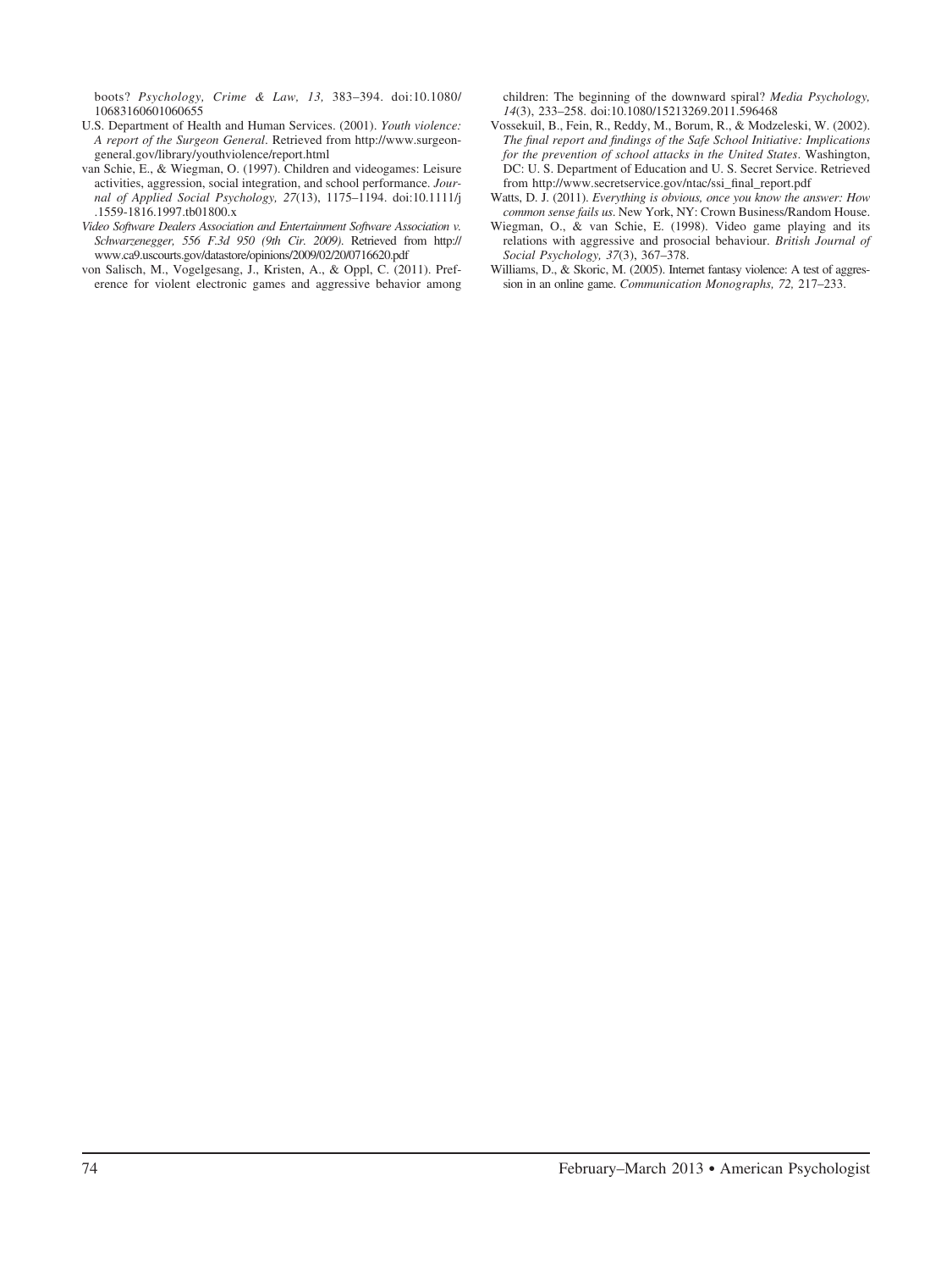boots? *Psychology, Crime & Law, 13,* 383–394. doi:10.1080/10683160601060655

U.S. Department of Health and Human Services. (2001). *Youth violence: A report of the Surgeon General*. Retrieved from http://www.surgeongeneral.gov/library/youthviolence/report.html

van Schie, E., & Wiegman, O. (1997). Children and videogames: Leisure activities, aggression, social integration, and school performance. *Journal of Applied Social Psychology, 27*(13), 1175–1194. doi:10.1111/j.1559-1816.1997.tb01800.x

*Video Software Dealers Association and Entertainment Software Association v. Schwarzenegger, 556 F.3d 950 (9th Cir. 2009).* Retrieved from http://www.ca9.uscourts.gov/datastore/opinions/2009/02/20/0716620.pdf

von Salisch, M., Vogelgesang, J., Kristen, A., & Oppl, C. (2011). Preference for violent electronic games and aggressive behavior among children: The beginning of the downward spiral? *Media Psychology, 14*(3), 233–258. doi:10.1080/15213269.2011.596468

Vossekuil, B., Fein, R., Reddy, M., Borum, R., & Modzeleski, W. (2002). *The final report and findings of the Safe School Initiative: Implications for the prevention of school attacks in the United States*. Washington, DC: U. S. Department of Education and U. S. Secret Service. Retrieved from http://www.secretservice.gov/ntac/ssi_final_report.pdf

Watts, D. J. (2011). *Everything is obvious, once you know the answer: How common sense fails us*. New York, NY: Crown Business/Random House.

Wiegman, O., & van Schie, E. (1998). Video game playing and its relations with aggressive and prosocial behaviour. *British Journal of Social Psychology, 37*(3), 367–378.

Williams, D., & Skoric, M. (2005). Internet fantasy violence: A test of aggression in an online game. *Communication Monographs, 72,* 217–233.